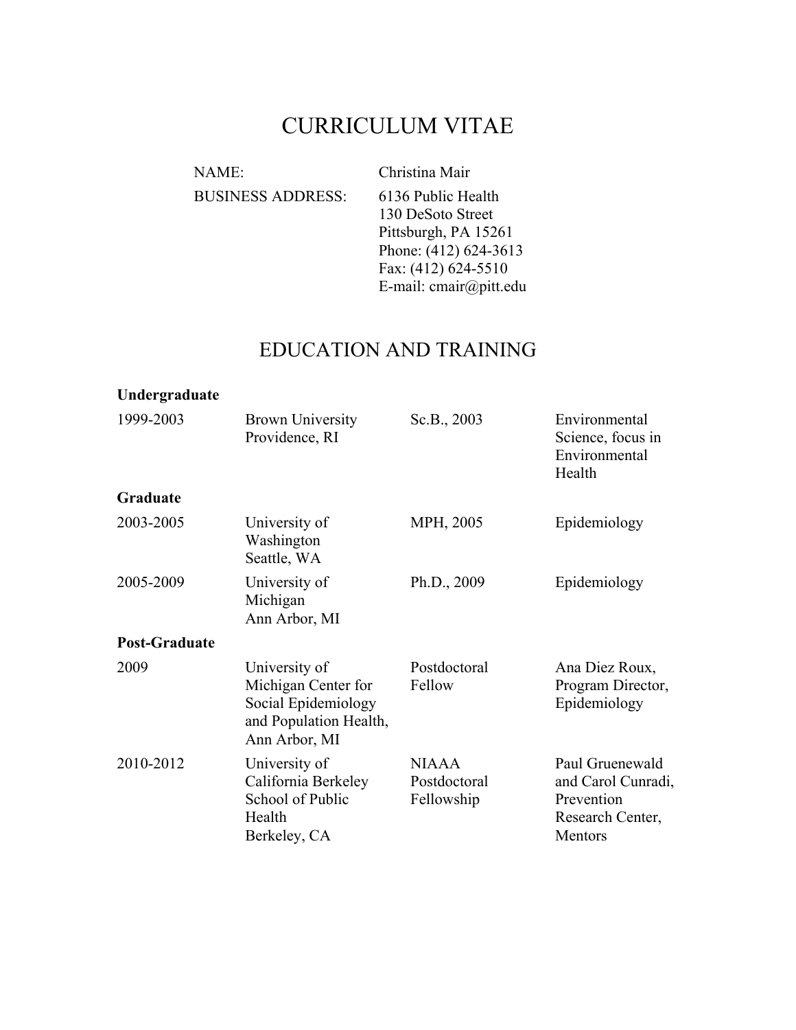# CURRICULUM VITAE

NAME: Christina Mair

BUSINESS ADDRESS: 6136 Public Health
130 DeSoto Street
Pittsburgh, PA 15261
Phone: (412) 624-3613
Fax: (412) 624-5510
E-mail: cmair@pitt.edu

## EDUCATION AND TRAINING

**Undergraduate**

| | | | |
|---|---|---|---|
| 1999-2003 | Brown University<br>Providence, RI | Sc.B., 2003 | Environmental Science, focus in Environmental Health |

**Graduate**

| | | | |
|---|---|---|---|
| 2003-2005 | University of Washington<br>Seattle, WA | MPH, 2005 | Epidemiology |
| 2005-2009 | University of Michigan<br>Ann Arbor, MI | Ph.D., 2009 | Epidemiology |

**Post-Graduate**

| | | | |
|---|---|---|---|
| 2009 | University of Michigan Center for Social Epidemiology and Population Health, Ann Arbor, MI | Postdoctoral Fellow | Ana Diez Roux, Program Director, Epidemiology |
| 2010-2012 | University of California Berkeley School of Public Health<br>Berkeley, CA | NIAAA Postdoctoral Fellowship | Paul Gruenewald and Carol Cunradi, Prevention Research Center, Mentors |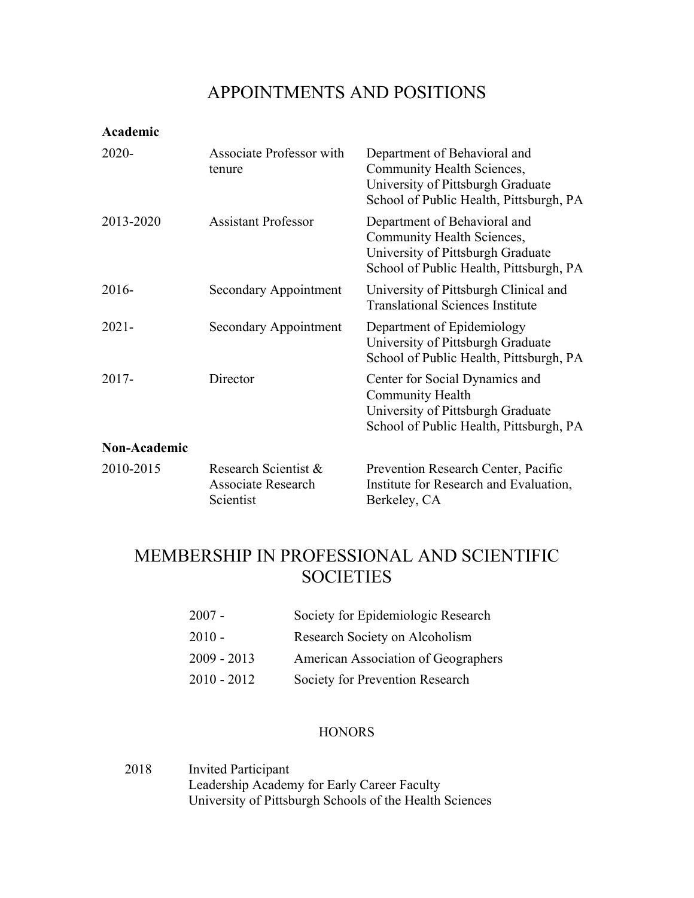# APPOINTMENTS AND POSITIONS

**Academic**

| | | |
|---|---|---|
| 2020- | Associate Professor with tenure | Department of Behavioral and Community Health Sciences, University of Pittsburgh Graduate School of Public Health, Pittsburgh, PA |
| 2013-2020 | Assistant Professor | Department of Behavioral and Community Health Sciences, University of Pittsburgh Graduate School of Public Health, Pittsburgh, PA |
| 2016- | Secondary Appointment | University of Pittsburgh Clinical and Translational Sciences Institute |
| 2021- | Secondary Appointment | Department of Epidemiology University of Pittsburgh Graduate School of Public Health, Pittsburgh, PA |
| 2017- | Director | Center for Social Dynamics and Community Health University of Pittsburgh Graduate School of Public Health, Pittsburgh, PA |

**Non-Academic**

| | | |
|---|---|---|
| 2010-2015 | Research Scientist & Associate Research Scientist | Prevention Research Center, Pacific Institute for Research and Evaluation, Berkeley, CA |

# MEMBERSHIP IN PROFESSIONAL AND SCIENTIFIC SOCIETIES

| | |
|---|---|
| 2007 - | Society for Epidemiologic Research |
| 2010 - | Research Society on Alcoholism |
| 2009 - 2013 | American Association of Geographers |
| 2010 - 2012 | Society for Prevention Research |

## HONORS

2018 Invited Participant
Leadership Academy for Early Career Faculty
University of Pittsburgh Schools of the Health Sciences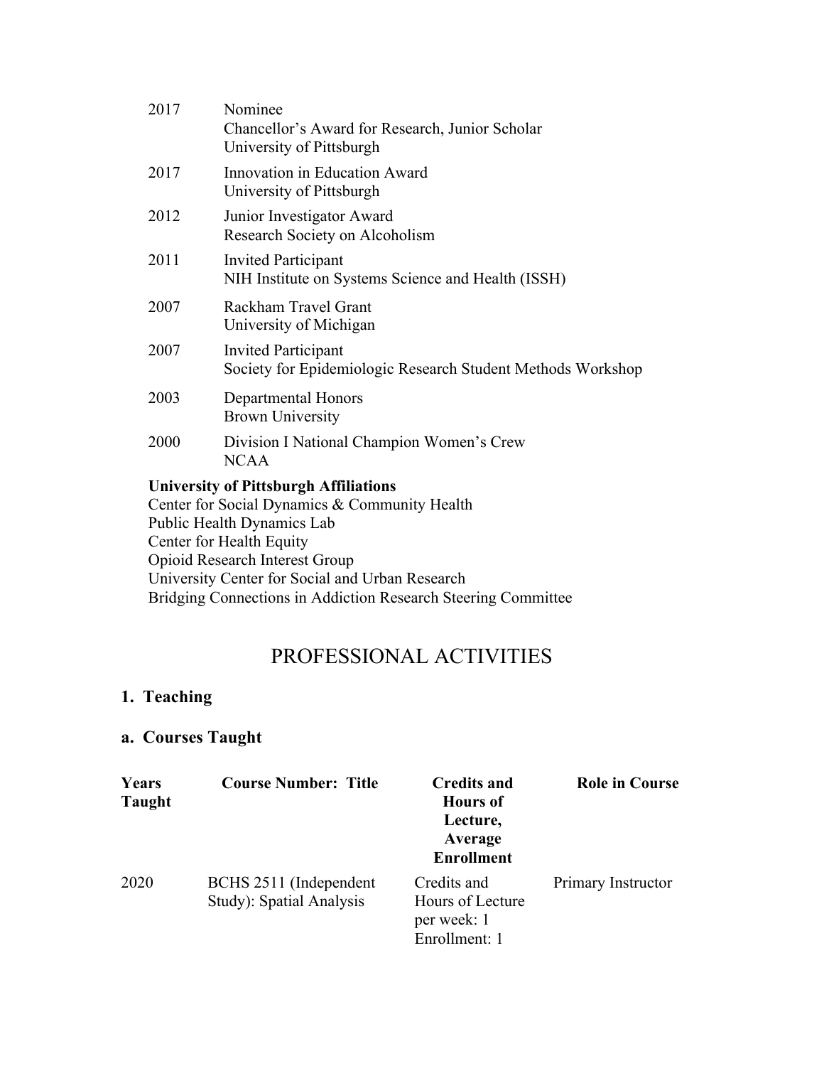| | |
|---|---|
| 2017 | Nominee<br>Chancellor's Award for Research, Junior Scholar<br>University of Pittsburgh |
| 2017 | Innovation in Education Award<br>University of Pittsburgh |
| 2012 | Junior Investigator Award<br>Research Society on Alcoholism |
| 2011 | Invited Participant<br>NIH Institute on Systems Science and Health (ISSH) |
| 2007 | Rackham Travel Grant<br>University of Michigan |
| 2007 | Invited Participant<br>Society for Epidemiologic Research Student Methods Workshop |
| 2003 | Departmental Honors<br>Brown University |
| 2000 | Division I National Champion Women's Crew<br>NCAA |

**University of Pittsburgh Affiliations**

Center for Social Dynamics & Community Health
Public Health Dynamics Lab
Center for Health Equity
Opioid Research Interest Group
University Center for Social and Urban Research
Bridging Connections in Addiction Research Steering Committee

# PROFESSIONAL ACTIVITIES

## 1. Teaching

### a. Courses Taught

| Years Taught | Course Number: Title | Credits and Hours of Lecture, Average Enrollment | Role in Course |
|---|---|---|---|
| 2020 | BCHS 2511 (Independent Study): Spatial Analysis | Credits and Hours of Lecture per week: 1<br>Enrollment: 1 | Primary Instructor |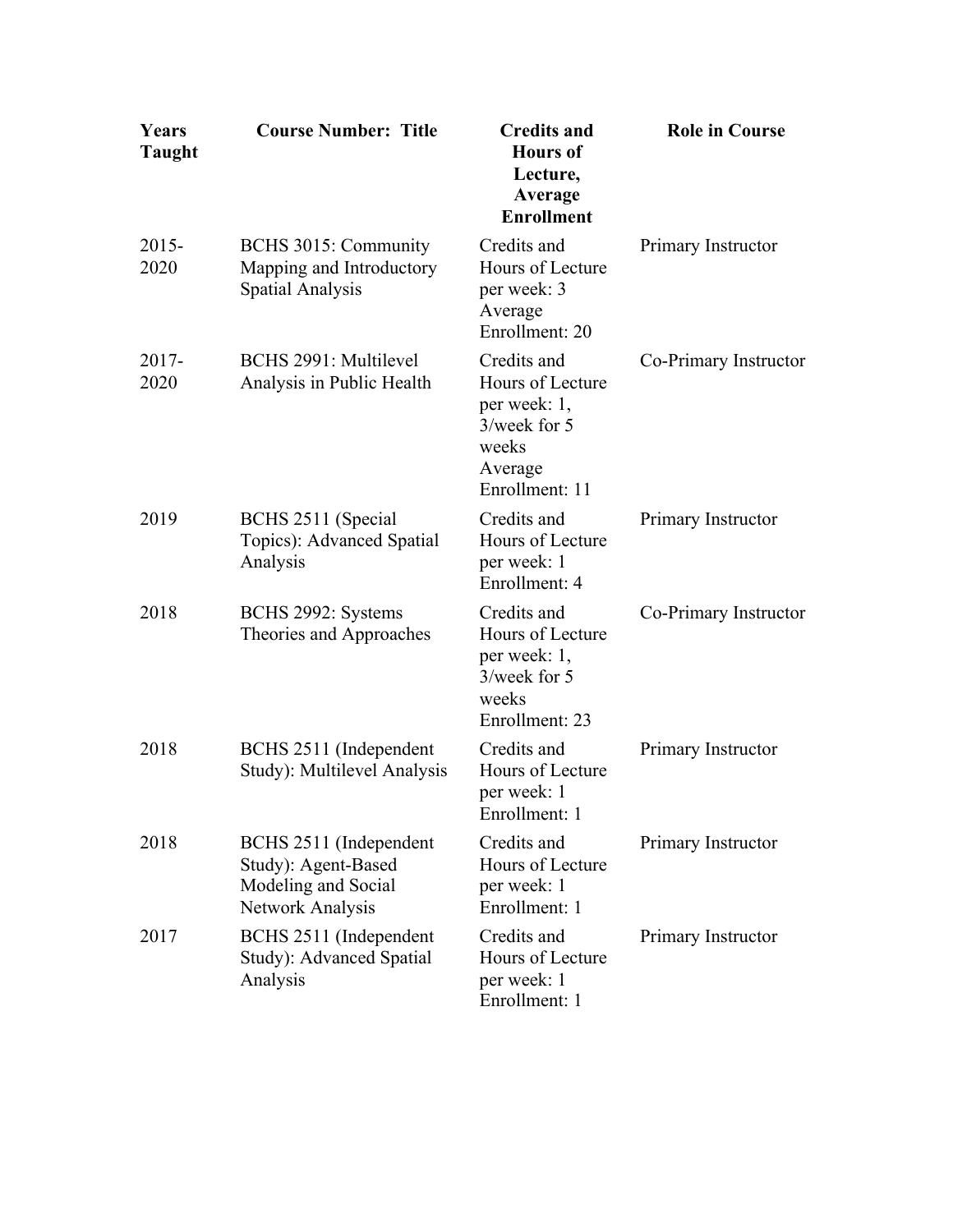| Years Taught | Course Number: Title | Credits and Hours of Lecture, Average Enrollment | Role in Course |
| --- | --- | --- | --- |
| 2015-2020 | BCHS 3015: Community Mapping and Introductory Spatial Analysis | Credits and Hours of Lecture per week: 3<br>Average Enrollment: 20 | Primary Instructor |
| 2017-2020 | BCHS 2991: Multilevel Analysis in Public Health | Credits and Hours of Lecture per week: 1, 3/week for 5 weeks<br>Average Enrollment: 11 | Co-Primary Instructor |
| 2019 | BCHS 2511 (Special Topics): Advanced Spatial Analysis | Credits and Hours of Lecture per week: 1<br>Enrollment: 4 | Primary Instructor |
| 2018 | BCHS 2992: Systems Theories and Approaches | Credits and Hours of Lecture per week: 1, 3/week for 5 weeks<br>Enrollment: 23 | Co-Primary Instructor |
| 2018 | BCHS 2511 (Independent Study): Multilevel Analysis | Credits and Hours of Lecture per week: 1<br>Enrollment: 1 | Primary Instructor |
| 2018 | BCHS 2511 (Independent Study): Agent-Based Modeling and Social Network Analysis | Credits and Hours of Lecture per week: 1<br>Enrollment: 1 | Primary Instructor |
| 2017 | BCHS 2511 (Independent Study): Advanced Spatial Analysis | Credits and Hours of Lecture per week: 1<br>Enrollment: 1 | Primary Instructor |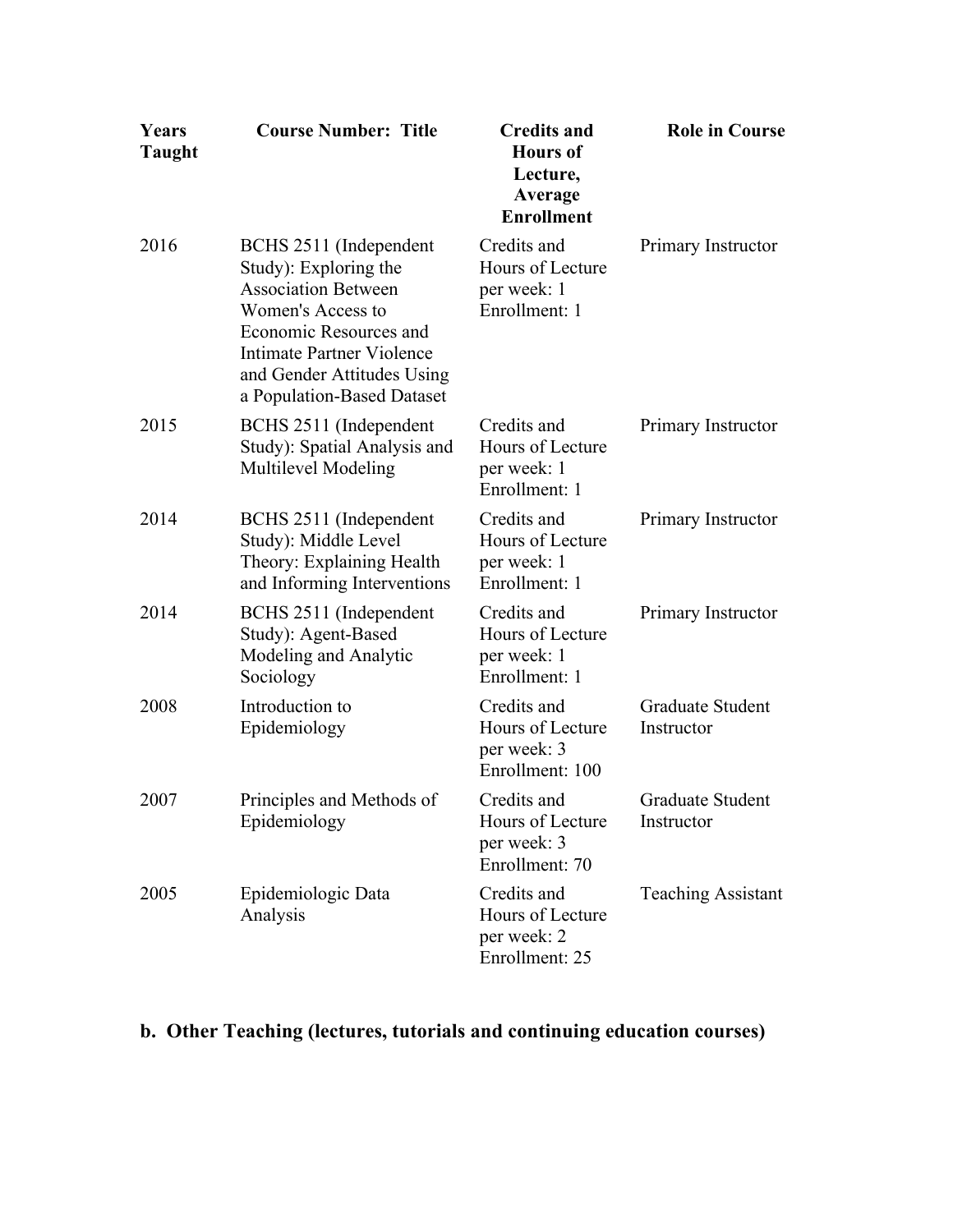| Years Taught | Course Number: Title | Credits and Hours of Lecture, Average Enrollment | Role in Course |
|---|---|---|---|
| 2016 | BCHS 2511 (Independent Study): Exploring the Association Between Women's Access to Economic Resources and Intimate Partner Violence and Gender Attitudes Using a Population-Based Dataset | Credits and Hours of Lecture per week: 1 Enrollment: 1 | Primary Instructor |
| 2015 | BCHS 2511 (Independent Study): Spatial Analysis and Multilevel Modeling | Credits and Hours of Lecture per week: 1 Enrollment: 1 | Primary Instructor |
| 2014 | BCHS 2511 (Independent Study): Middle Level Theory: Explaining Health and Informing Interventions | Credits and Hours of Lecture per week: 1 Enrollment: 1 | Primary Instructor |
| 2014 | BCHS 2511 (Independent Study): Agent-Based Modeling and Analytic Sociology | Credits and Hours of Lecture per week: 1 Enrollment: 1 | Primary Instructor |
| 2008 | Introduction to Epidemiology | Credits and Hours of Lecture per week: 3 Enrollment: 100 | Graduate Student Instructor |
| 2007 | Principles and Methods of Epidemiology | Credits and Hours of Lecture per week: 3 Enrollment: 70 | Graduate Student Instructor |
| 2005 | Epidemiologic Data Analysis | Credits and Hours of Lecture per week: 2 Enrollment: 25 | Teaching Assistant |

**b. Other Teaching (lectures, tutorials and continuing education courses)**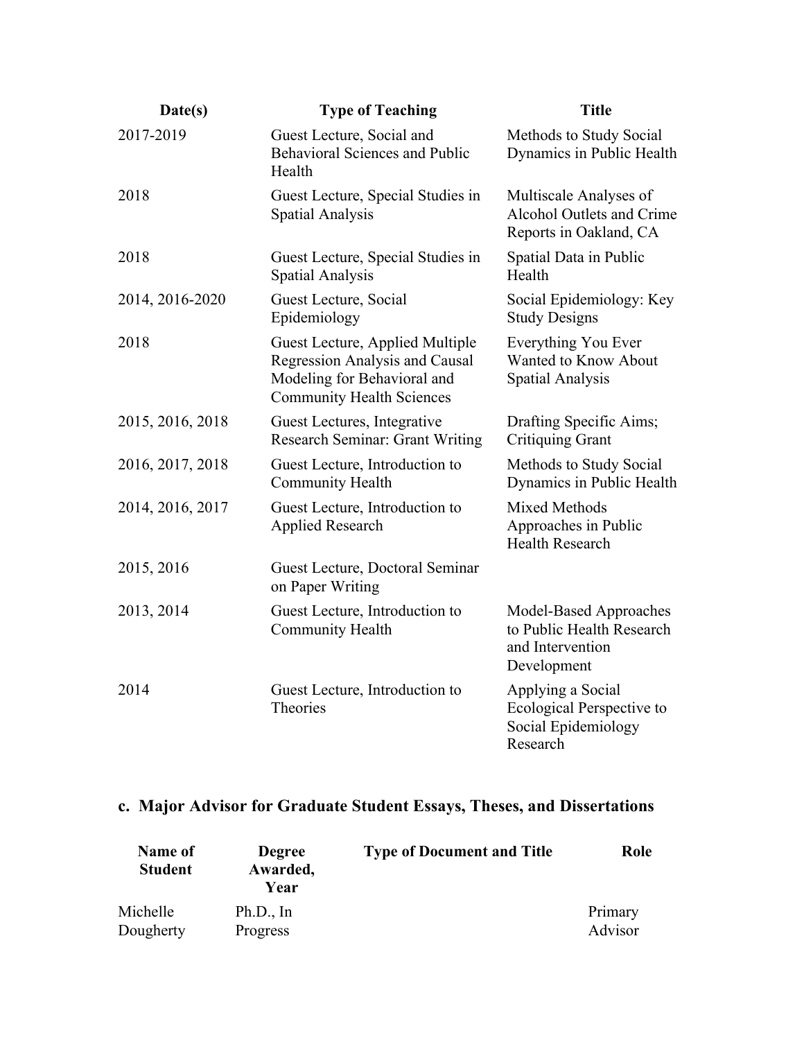| Date(s) | Type of Teaching | Title |
|---|---|---|
| 2017-2019 | Guest Lecture, Social and Behavioral Sciences and Public Health | Methods to Study Social Dynamics in Public Health |
| 2018 | Guest Lecture, Special Studies in Spatial Analysis | Multiscale Analyses of Alcohol Outlets and Crime Reports in Oakland, CA |
| 2018 | Guest Lecture, Special Studies in Spatial Analysis | Spatial Data in Public Health |
| 2014, 2016-2020 | Guest Lecture, Social Epidemiology | Social Epidemiology: Key Study Designs |
| 2018 | Guest Lecture, Applied Multiple Regression Analysis and Causal Modeling for Behavioral and Community Health Sciences | Everything You Ever Wanted to Know About Spatial Analysis |
| 2015, 2016, 2018 | Guest Lectures, Integrative Research Seminar: Grant Writing | Drafting Specific Aims; Critiquing Grant |
| 2016, 2017, 2018 | Guest Lecture, Introduction to Community Health | Methods to Study Social Dynamics in Public Health |
| 2014, 2016, 2017 | Guest Lecture, Introduction to Applied Research | Mixed Methods Approaches in Public Health Research |
| 2015, 2016 | Guest Lecture, Doctoral Seminar on Paper Writing | |
| 2013, 2014 | Guest Lecture, Introduction to Community Health | Model-Based Approaches to Public Health Research and Intervention Development |
| 2014 | Guest Lecture, Introduction to Theories | Applying a Social Ecological Perspective to Social Epidemiology Research |

### c. Major Advisor for Graduate Student Essays, Theses, and Dissertations

| Name of Student | Degree Awarded, Year | Type of Document and Title | Role |
|---|---|---|---|
| Michelle Dougherty | Ph.D., In Progress | | Primary Advisor |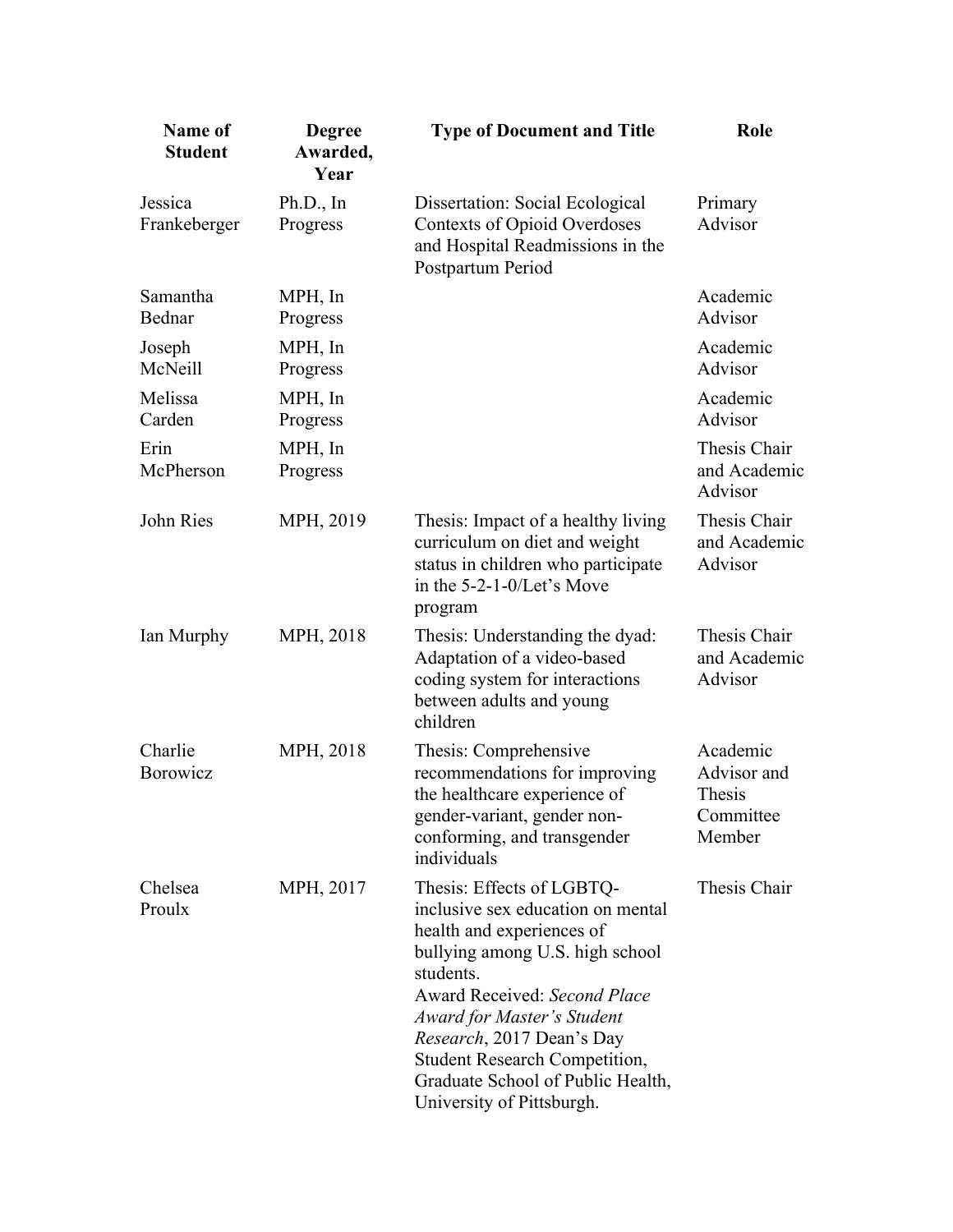| Name of Student | Degree Awarded, Year | Type of Document and Title | Role |
|---|---|---|---|
| Jessica Frankeberger | Ph.D., In Progress | Dissertation: Social Ecological Contexts of Opioid Overdoses and Hospital Readmissions in the Postpartum Period | Primary Advisor |
| Samantha Bednar | MPH, In Progress | | Academic Advisor |
| Joseph McNeill | MPH, In Progress | | Academic Advisor |
| Melissa Carden | MPH, In Progress | | Academic Advisor |
| Erin McPherson | MPH, In Progress | | Thesis Chair and Academic Advisor |
| John Ries | MPH, 2019 | Thesis: Impact of a healthy living curriculum on diet and weight status in children who participate in the 5-2-1-0/Let's Move program | Thesis Chair and Academic Advisor |
| Ian Murphy | MPH, 2018 | Thesis: Understanding the dyad: Adaptation of a video-based coding system for interactions between adults and young children | Thesis Chair and Academic Advisor |
| Charlie Borowicz | MPH, 2018 | Thesis: Comprehensive recommendations for improving the healthcare experience of gender-variant, gender non-conforming, and transgender individuals | Academic Advisor and Thesis Committee Member |
| Chelsea Proulx | MPH, 2017 | Thesis: Effects of LGBTQ-inclusive sex education on mental health and experiences of bullying among U.S. high school students. Award Received: *Second Place Award for Master's Student Research*, 2017 Dean's Day Student Research Competition, Graduate School of Public Health, University of Pittsburgh. | Thesis Chair |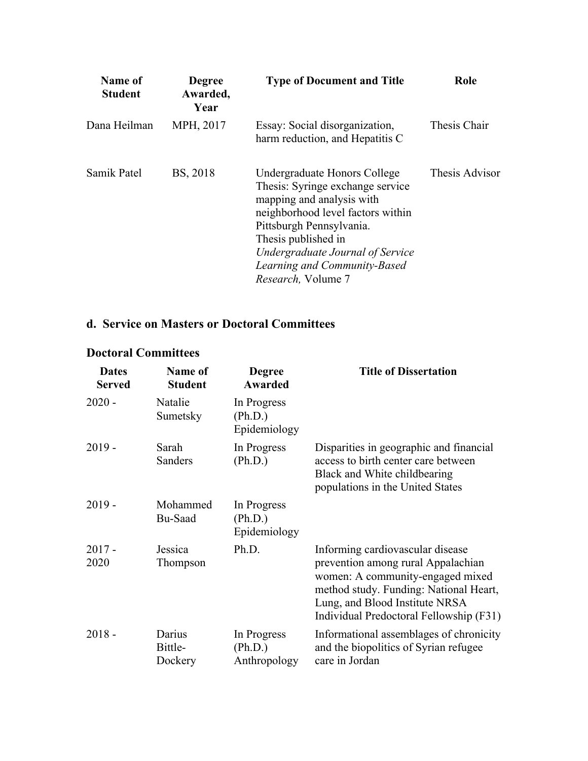| Name of Student | Degree Awarded, Year | Type of Document and Title | Role |
|---|---|---|---|
| Dana Heilman | MPH, 2017 | Essay: Social disorganization, harm reduction, and Hepatitis C | Thesis Chair |
| Samik Patel | BS, 2018 | Undergraduate Honors College Thesis: Syringe exchange service mapping and analysis with neighborhood level factors within Pittsburgh Pennsylvania. Thesis published in *Undergraduate Journal of Service Learning and Community-Based Research,* Volume 7 | Thesis Advisor |

## d. Service on Masters or Doctoral Committees

### Doctoral Committees

| Dates Served | Name of Student | Degree Awarded | Title of Dissertation |
|---|---|---|---|
| 2020 - | Natalie Sumetsky | In Progress (Ph.D.) Epidemiology | |
| 2019 - | Sarah Sanders | In Progress (Ph.D.) | Disparities in geographic and financial access to birth center care between Black and White childbearing populations in the United States |
| 2019 - | Mohammed Bu-Saad | In Progress (Ph.D.) Epidemiology | |
| 2017 - 2020 | Jessica Thompson | Ph.D. | Informing cardiovascular disease prevention among rural Appalachian women: A community-engaged mixed method study. Funding: National Heart, Lung, and Blood Institute NRSA Individual Predoctoral Fellowship (F31) |
| 2018 - | Darius Bittle-Dockery | In Progress (Ph.D.) Anthropology | Informational assemblages of chronicity and the biopolitics of Syrian refugee care in Jordan |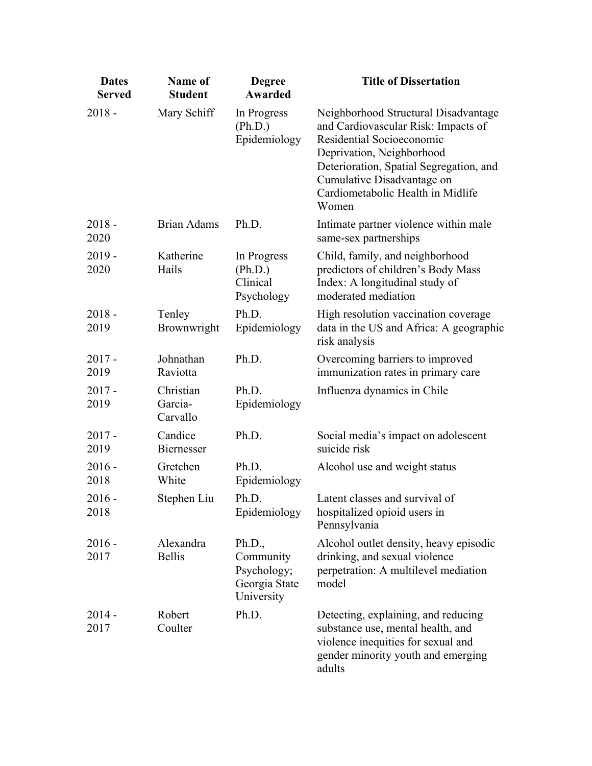| Dates Served | Name of Student | Degree Awarded | Title of Dissertation |
|---|---|---|---|
| 2018 - | Mary Schiff | In Progress (Ph.D.) Epidemiology | Neighborhood Structural Disadvantage and Cardiovascular Risk: Impacts of Residential Socioeconomic Deprivation, Neighborhood Deterioration, Spatial Segregation, and Cumulative Disadvantage on Cardiometabolic Health in Midlife Women |
| 2018 - 2020 | Brian Adams | Ph.D. | Intimate partner violence within male same-sex partnerships |
| 2019 - 2020 | Katherine Hails | In Progress (Ph.D.) Clinical Psychology | Child, family, and neighborhood predictors of children's Body Mass Index: A longitudinal study of moderated mediation |
| 2018 - 2019 | Tenley Brownwright | Ph.D. Epidemiology | High resolution vaccination coverage data in the US and Africa: A geographic risk analysis |
| 2017 - 2019 | Johnathan Raviotta | Ph.D. | Overcoming barriers to improved immunization rates in primary care |
| 2017 - 2019 | Christian Garcia-Carvallo | Ph.D. Epidemiology | Influenza dynamics in Chile |
| 2017 - 2019 | Candice Biernesser | Ph.D. | Social media's impact on adolescent suicide risk |
| 2016 - 2018 | Gretchen White | Ph.D. Epidemiology | Alcohol use and weight status |
| 2016 - 2018 | Stephen Liu | Ph.D. Epidemiology | Latent classes and survival of hospitalized opioid users in Pennsylvania |
| 2016 - 2017 | Alexandra Bellis | Ph.D., Community Psychology; Georgia State University | Alcohol outlet density, heavy episodic drinking, and sexual violence perpetration: A multilevel mediation model |
| 2014 - 2017 | Robert Coulter | Ph.D. | Detecting, explaining, and reducing substance use, mental health, and violence inequities for sexual and gender minority youth and emerging adults |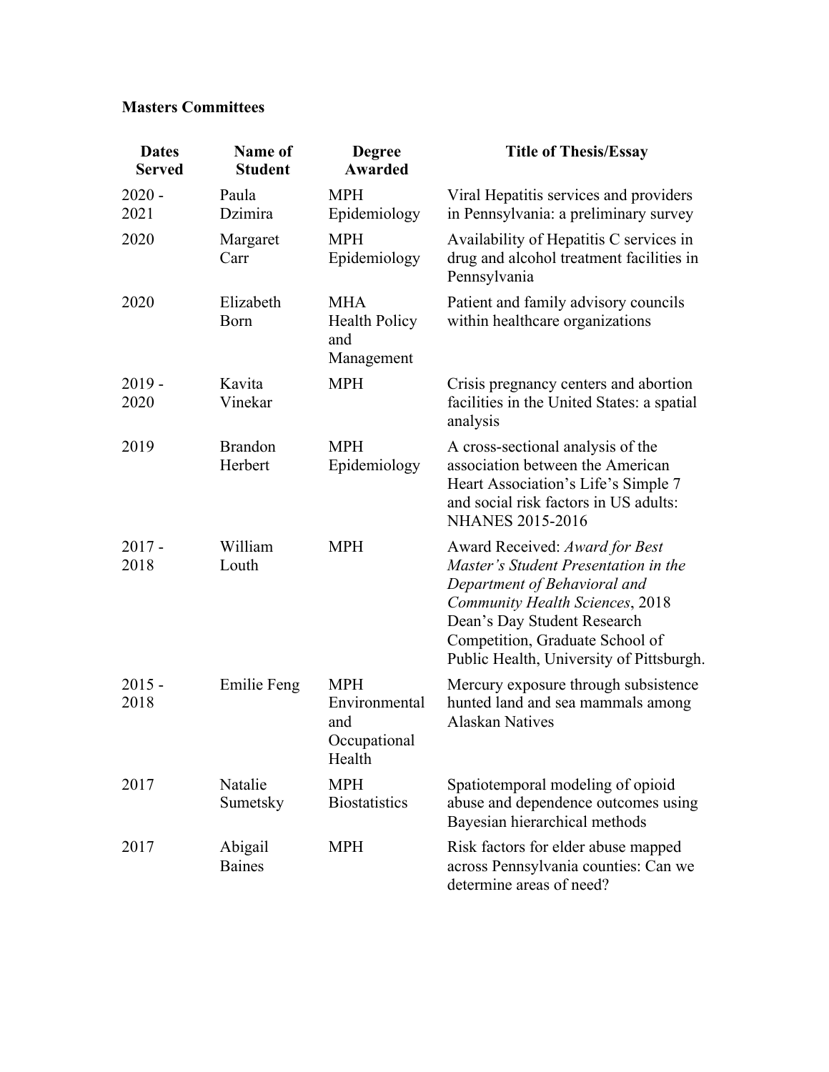**Masters Committees**

| Dates Served | Name of Student | Degree Awarded | Title of Thesis/Essay |
|---|---|---|---|
| 2020 - 2021 | Paula Dzimira | MPH Epidemiology | Viral Hepatitis services and providers in Pennsylvania: a preliminary survey |
| 2020 | Margaret Carr | MPH Epidemiology | Availability of Hepatitis C services in drug and alcohol treatment facilities in Pennsylvania |
| 2020 | Elizabeth Born | MHA Health Policy and Management | Patient and family advisory councils within healthcare organizations |
| 2019 - 2020 | Kavita Vinekar | MPH | Crisis pregnancy centers and abortion facilities in the United States: a spatial analysis |
| 2019 | Brandon Herbert | MPH Epidemiology | A cross-sectional analysis of the association between the American Heart Association's Life's Simple 7 and social risk factors in US adults: NHANES 2015-2016 |
| 2017 - 2018 | William Louth | MPH | Award Received: *Award for Best Master's Student Presentation in the Department of Behavioral and Community Health Sciences*, 2018 Dean's Day Student Research Competition, Graduate School of Public Health, University of Pittsburgh. |
| 2015 - 2018 | Emilie Feng | MPH Environmental and Occupational Health | Mercury exposure through subsistence hunted land and sea mammals among Alaskan Natives |
| 2017 | Natalie Sumetsky | MPH Biostatistics | Spatiotemporal modeling of opioid abuse and dependence outcomes using Bayesian hierarchical methods |
| 2017 | Abigail Baines | MPH | Risk factors for elder abuse mapped across Pennsylvania counties: Can we determine areas of need? |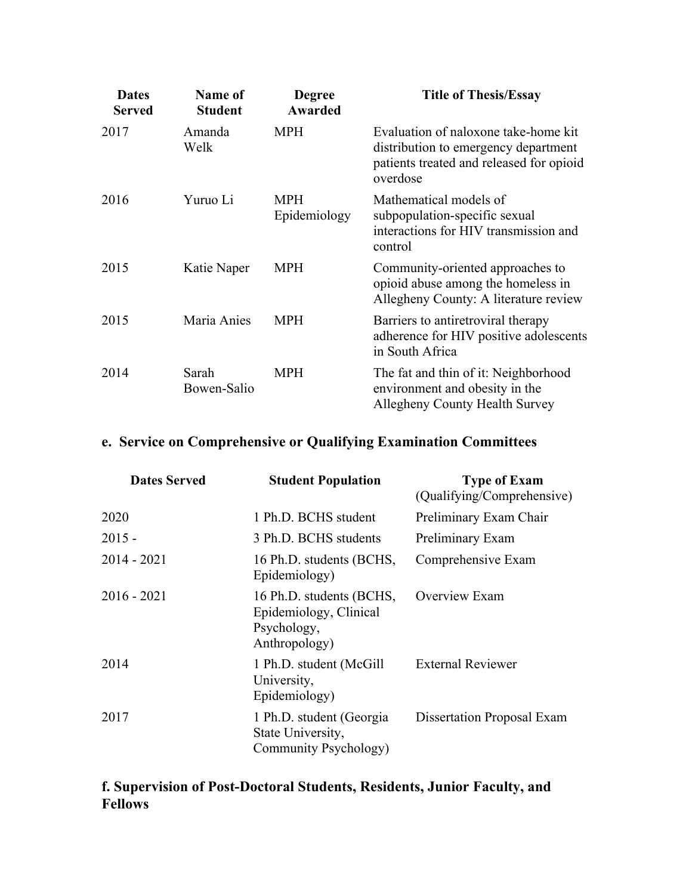| Dates Served | Name of Student | Degree Awarded | Title of Thesis/Essay |
| --- | --- | --- | --- |
| 2017 | Amanda Welk | MPH | Evaluation of naloxone take-home kit distribution to emergency department patients treated and released for opioid overdose |
| 2016 | Yuruo Li | MPH Epidemiology | Mathematical models of subpopulation-specific sexual interactions for HIV transmission and control |
| 2015 | Katie Naper | MPH | Community-oriented approaches to opioid abuse among the homeless in Allegheny County: A literature review |
| 2015 | Maria Anies | MPH | Barriers to antiretroviral therapy adherence for HIV positive adolescents in South Africa |
| 2014 | Sarah Bowen-Salio | MPH | The fat and thin of it: Neighborhood environment and obesity in the Allegheny County Health Survey |

## e. Service on Comprehensive or Qualifying Examination Committees

| Dates Served | Student Population | Type of Exam (Qualifying/Comprehensive) |
| --- | --- | --- |
| 2020 | 1 Ph.D. BCHS student | Preliminary Exam Chair |
| 2015 - | 3 Ph.D. BCHS students | Preliminary Exam |
| 2014 - 2021 | 16 Ph.D. students (BCHS, Epidemiology) | Comprehensive Exam |
| 2016 - 2021 | 16 Ph.D. students (BCHS, Epidemiology, Clinical Psychology, Anthropology) | Overview Exam |
| 2014 | 1 Ph.D. student (McGill University, Epidemiology) | External Reviewer |
| 2017 | 1 Ph.D. student (Georgia State University, Community Psychology) | Dissertation Proposal Exam |

## f. Supervision of Post-Doctoral Students, Residents, Junior Faculty, and Fellows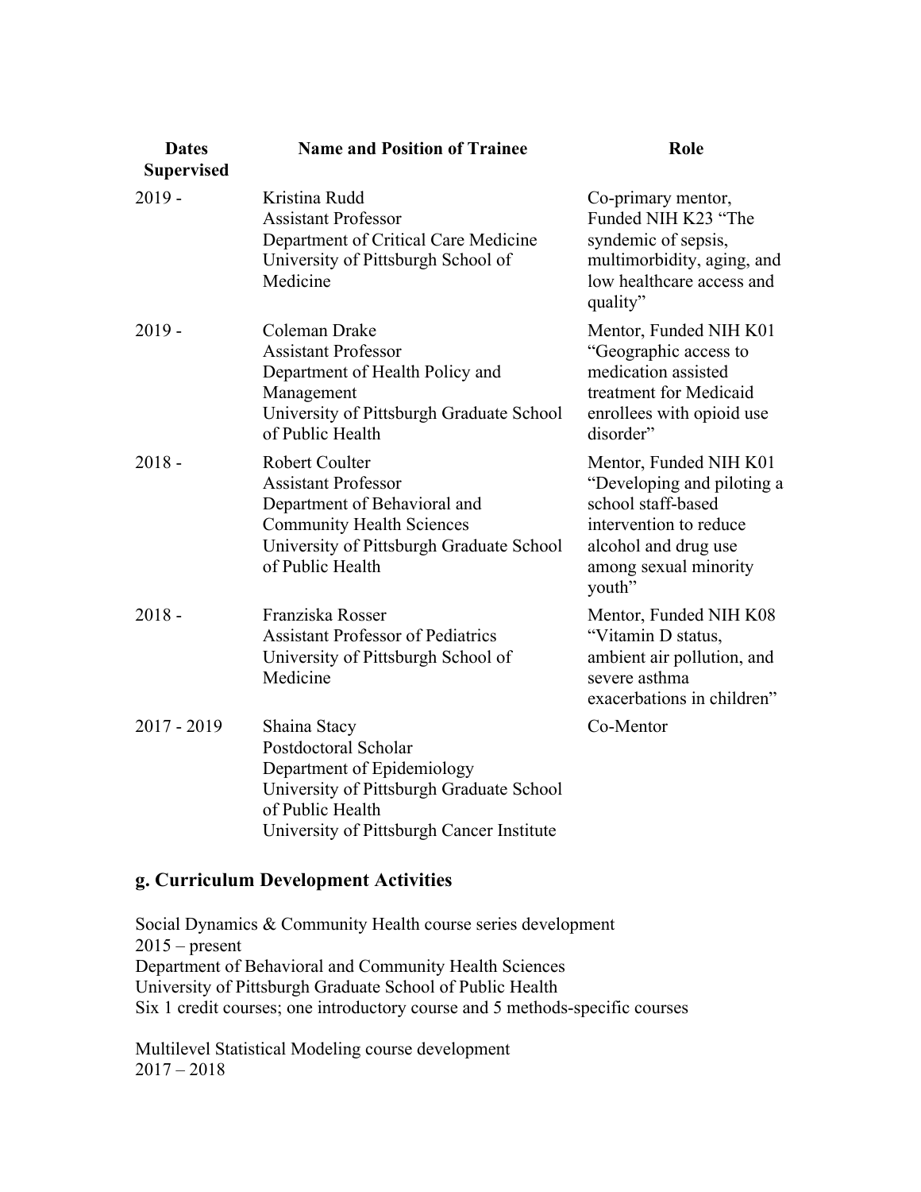| Dates Supervised | Name and Position of Trainee | Role |
| --- | --- | --- |
| 2019 - | Kristina Rudd<br>Assistant Professor<br>Department of Critical Care Medicine<br>University of Pittsburgh School of Medicine | Co-primary mentor, Funded NIH K23 "The syndemic of sepsis, multimorbidity, aging, and low healthcare access and quality" |
| 2019 - | Coleman Drake<br>Assistant Professor<br>Department of Health Policy and Management<br>University of Pittsburgh Graduate School of Public Health | Mentor, Funded NIH K01 "Geographic access to medication assisted treatment for Medicaid enrollees with opioid use disorder" |
| 2018 - | Robert Coulter<br>Assistant Professor<br>Department of Behavioral and Community Health Sciences<br>University of Pittsburgh Graduate School of Public Health | Mentor, Funded NIH K01 "Developing and piloting a school staff-based intervention to reduce alcohol and drug use among sexual minority youth" |
| 2018 - | Franziska Rosser<br>Assistant Professor of Pediatrics<br>University of Pittsburgh School of Medicine | Mentor, Funded NIH K08 "Vitamin D status, ambient air pollution, and severe asthma exacerbations in children" |
| 2017 - 2019 | Shaina Stacy<br>Postdoctoral Scholar<br>Department of Epidemiology<br>University of Pittsburgh Graduate School of Public Health<br>University of Pittsburgh Cancer Institute | Co-Mentor |

## g. Curriculum Development Activities

Social Dynamics & Community Health course series development
2015 – present
Department of Behavioral and Community Health Sciences
University of Pittsburgh Graduate School of Public Health
Six 1 credit courses; one introductory course and 5 methods-specific courses

Multilevel Statistical Modeling course development
2017 – 2018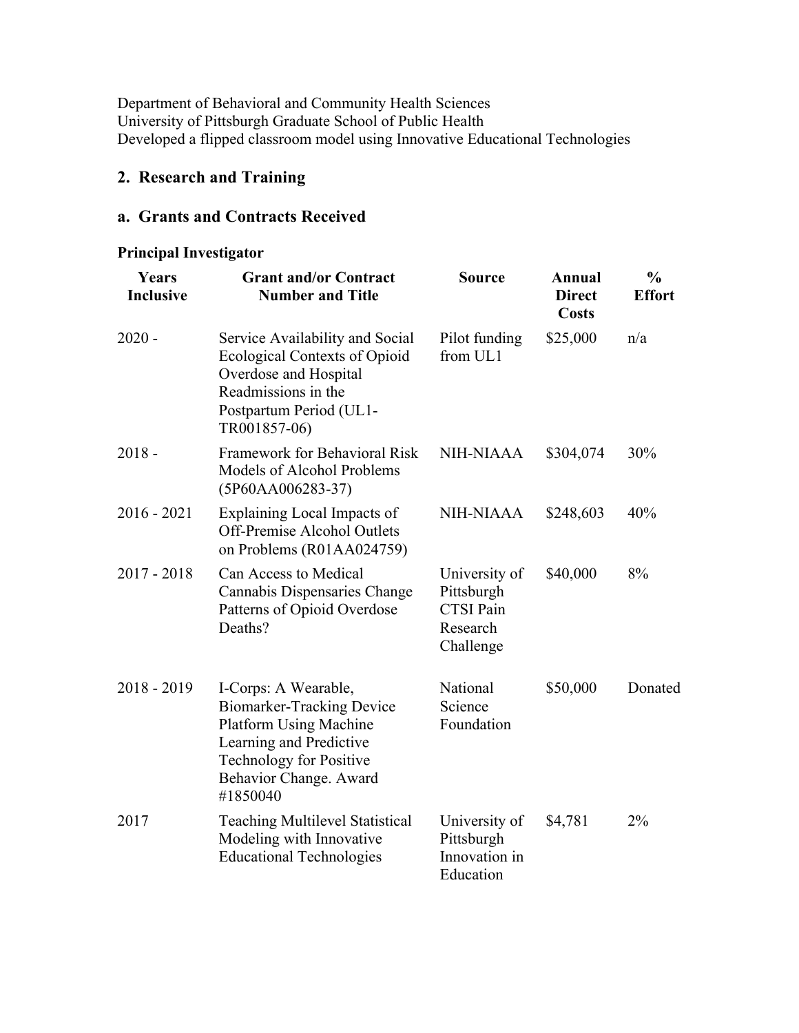Department of Behavioral and Community Health Sciences
University of Pittsburgh Graduate School of Public Health
Developed a flipped classroom model using Innovative Educational Technologies

## 2. Research and Training

### a. Grants and Contracts Received

#### Principal Investigator

| Years Inclusive | Grant and/or Contract Number and Title | Source | Annual Direct Costs | % Effort |
|---|---|---|---|---|
| 2020 - | Service Availability and Social Ecological Contexts of Opioid Overdose and Hospital Readmissions in the Postpartum Period (UL1-TR001857-06) | Pilot funding from UL1 | $25,000 | n/a |
| 2018 - | Framework for Behavioral Risk Models of Alcohol Problems (5P60AA006283-37) | NIH-NIAAA | $304,074 | 30% |
| 2016 - 2021 | Explaining Local Impacts of Off-Premise Alcohol Outlets on Problems (R01AA024759) | NIH-NIAAA | $248,603 | 40% |
| 2017 - 2018 | Can Access to Medical Cannabis Dispensaries Change Patterns of Opioid Overdose Deaths? | University of Pittsburgh CTSI Pain Research Challenge | $40,000 | 8% |
| 2018 - 2019 | I-Corps: A Wearable, Biomarker-Tracking Device Platform Using Machine Learning and Predictive Technology for Positive Behavior Change. Award #1850040 | National Science Foundation | $50,000 | Donated |
| 2017 | Teaching Multilevel Statistical Modeling with Innovative Educational Technologies | University of Pittsburgh Innovation in Education | $4,781 | 2% |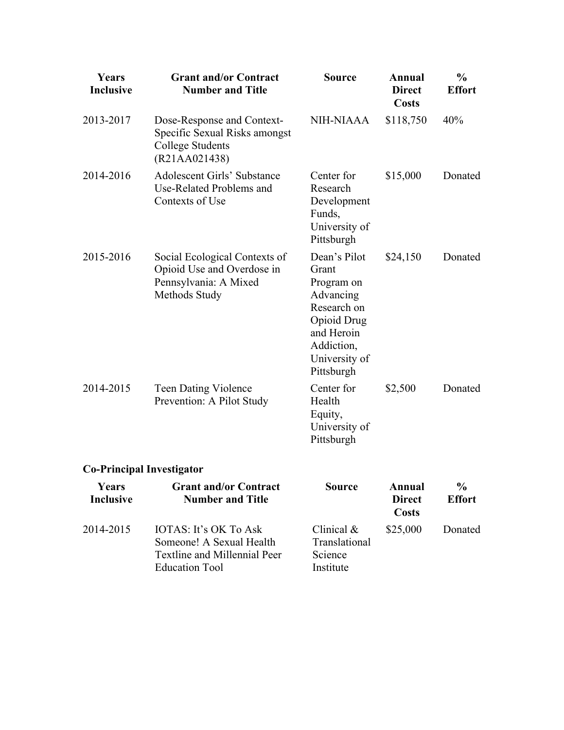| Years Inclusive | Grant and/or Contract Number and Title | Source | Annual Direct Costs | % Effort |
|---|---|---|---|---|
| 2013-2017 | Dose-Response and Context-Specific Sexual Risks amongst College Students (R21AA021438) | NIH-NIAAA | $118,750 | 40% |
| 2014-2016 | Adolescent Girls' Substance Use-Related Problems and Contexts of Use | Center for Research Development Funds, University of Pittsburgh | $15,000 | Donated |
| 2015-2016 | Social Ecological Contexts of Opioid Use and Overdose in Pennsylvania: A Mixed Methods Study | Dean's Pilot Grant Program on Advancing Research on Opioid Drug and Heroin Addiction, University of Pittsburgh | $24,150 | Donated |
| 2014-2015 | Teen Dating Violence Prevention: A Pilot Study | Center for Health Equity, University of Pittsburgh | $2,500 | Donated |

**Co-Principal Investigator**

| Years Inclusive | Grant and/or Contract Number and Title | Source | Annual Direct Costs | % Effort |
|---|---|---|---|---|
| 2014-2015 | IOTAS: It's OK To Ask Someone! A Sexual Health Textline and Millennial Peer Education Tool | Clinical & Translational Science Institute | $25,000 | Donated |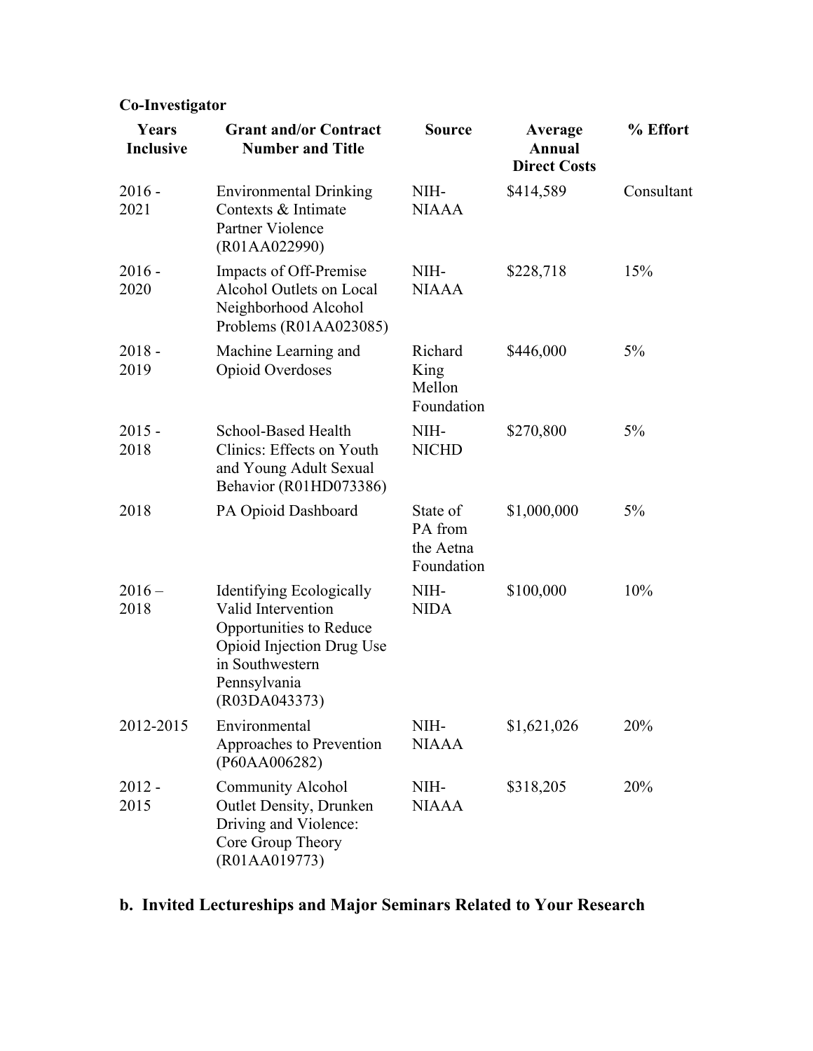**Co-Investigator**

| Years Inclusive | Grant and/or Contract Number and Title | Source | Average Annual Direct Costs | % Effort |
|---|---|---|---|---|
| 2016 - 2021 | Environmental Drinking Contexts & Intimate Partner Violence (R01AA022990) | NIH-NIAAA | $414,589 | Consultant |
| 2016 - 2020 | Impacts of Off-Premise Alcohol Outlets on Local Neighborhood Alcohol Problems (R01AA023085) | NIH-NIAAA | $228,718 | 15% |
| 2018 - 2019 | Machine Learning and Opioid Overdoses | Richard King Mellon Foundation | $446,000 | 5% |
| 2015 - 2018 | School-Based Health Clinics: Effects on Youth and Young Adult Sexual Behavior (R01HD073386) | NIH-NICHD | $270,800 | 5% |
| 2018 | PA Opioid Dashboard | State of PA from the Aetna Foundation | $1,000,000 | 5% |
| 2016 – 2018 | Identifying Ecologically Valid Intervention Opportunities to Reduce Opioid Injection Drug Use in Southwestern Pennsylvania (R03DA043373) | NIH-NIDA | $100,000 | 10% |
| 2012-2015 | Environmental Approaches to Prevention (P60AA006282) | NIH-NIAAA | $1,621,026 | 20% |
| 2012 - 2015 | Community Alcohol Outlet Density, Drunken Driving and Violence: Core Group Theory (R01AA019773) | NIH-NIAAA | $318,205 | 20% |

## b. Invited Lectureships and Major Seminars Related to Your Research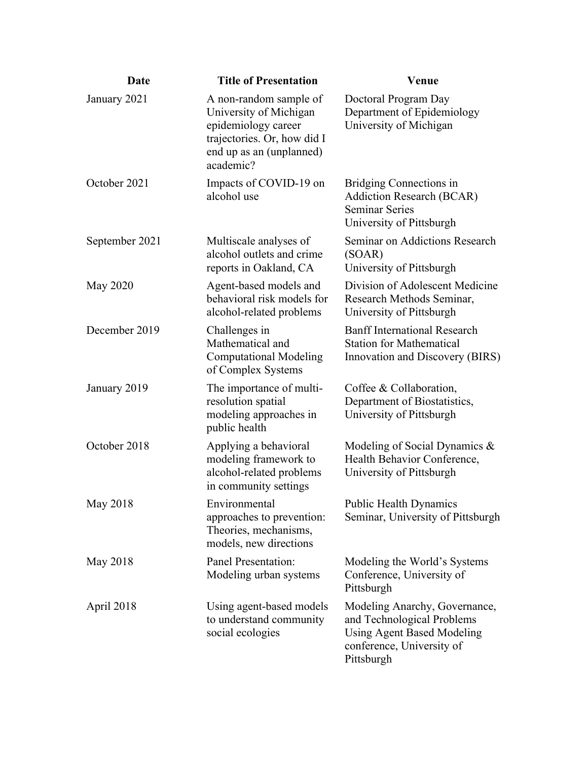| Date | Title of Presentation | Venue |
|---|---|---|
| January 2021 | A non-random sample of University of Michigan epidemiology career trajectories. Or, how did I end up as an (unplanned) academic? | Doctoral Program Day Department of Epidemiology University of Michigan |
| October 2021 | Impacts of COVID-19 on alcohol use | Bridging Connections in Addiction Research (BCAR) Seminar Series University of Pittsburgh |
| September 2021 | Multiscale analyses of alcohol outlets and crime reports in Oakland, CA | Seminar on Addictions Research (SOAR) University of Pittsburgh |
| May 2020 | Agent-based models and behavioral risk models for alcohol-related problems | Division of Adolescent Medicine Research Methods Seminar, University of Pittsburgh |
| December 2019 | Challenges in Mathematical and Computational Modeling of Complex Systems | Banff International Research Station for Mathematical Innovation and Discovery (BIRS) |
| January 2019 | The importance of multi-resolution spatial modeling approaches in public health | Coffee & Collaboration, Department of Biostatistics, University of Pittsburgh |
| October 2018 | Applying a behavioral modeling framework to alcohol-related problems in community settings | Modeling of Social Dynamics & Health Behavior Conference, University of Pittsburgh |
| May 2018 | Environmental approaches to prevention: Theories, mechanisms, models, new directions | Public Health Dynamics Seminar, University of Pittsburgh |
| May 2018 | Panel Presentation: Modeling urban systems | Modeling the World's Systems Conference, University of Pittsburgh |
| April 2018 | Using agent-based models to understand community social ecologies | Modeling Anarchy, Governance, and Technological Problems Using Agent Based Modeling conference, University of Pittsburgh |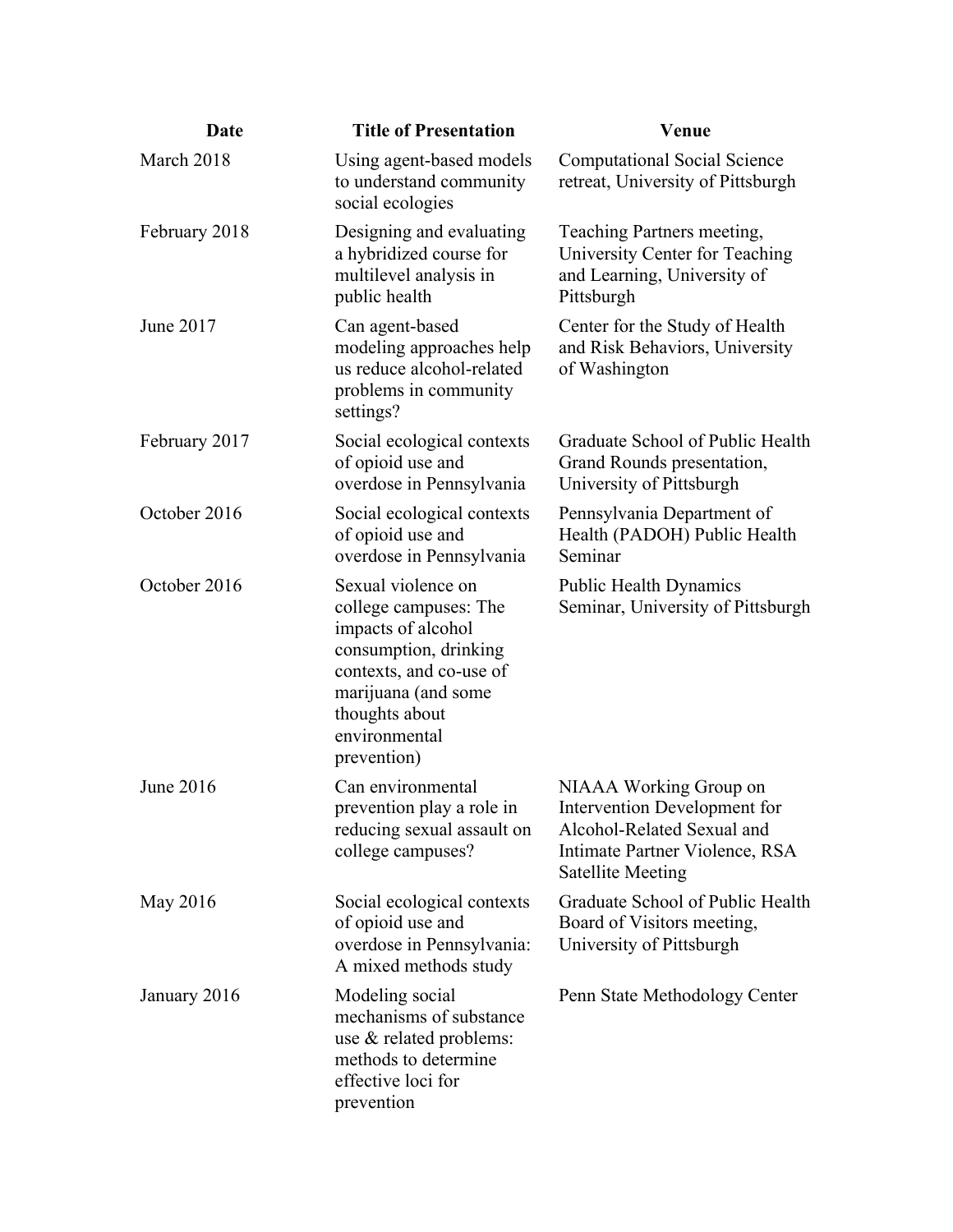| Date | Title of Presentation | Venue |
|---|---|---|
| March 2018 | Using agent-based models to understand community social ecologies | Computational Social Science retreat, University of Pittsburgh |
| February 2018 | Designing and evaluating a hybridized course for multilevel analysis in public health | Teaching Partners meeting, University Center for Teaching and Learning, University of Pittsburgh |
| June 2017 | Can agent-based modeling approaches help us reduce alcohol-related problems in community settings? | Center for the Study of Health and Risk Behaviors, University of Washington |
| February 2017 | Social ecological contexts of opioid use and overdose in Pennsylvania | Graduate School of Public Health Grand Rounds presentation, University of Pittsburgh |
| October 2016 | Social ecological contexts of opioid use and overdose in Pennsylvania | Pennsylvania Department of Health (PADOH) Public Health Seminar |
| October 2016 | Sexual violence on college campuses: The impacts of alcohol consumption, drinking contexts, and co-use of marijuana (and some thoughts about environmental prevention) | Public Health Dynamics Seminar, University of Pittsburgh |
| June 2016 | Can environmental prevention play a role in reducing sexual assault on college campuses? | NIAAA Working Group on Intervention Development for Alcohol-Related Sexual and Intimate Partner Violence, RSA Satellite Meeting |
| May 2016 | Social ecological contexts of opioid use and overdose in Pennsylvania: A mixed methods study | Graduate School of Public Health Board of Visitors meeting, University of Pittsburgh |
| January 2016 | Modeling social mechanisms of substance use & related problems: methods to determine effective loci for prevention | Penn State Methodology Center |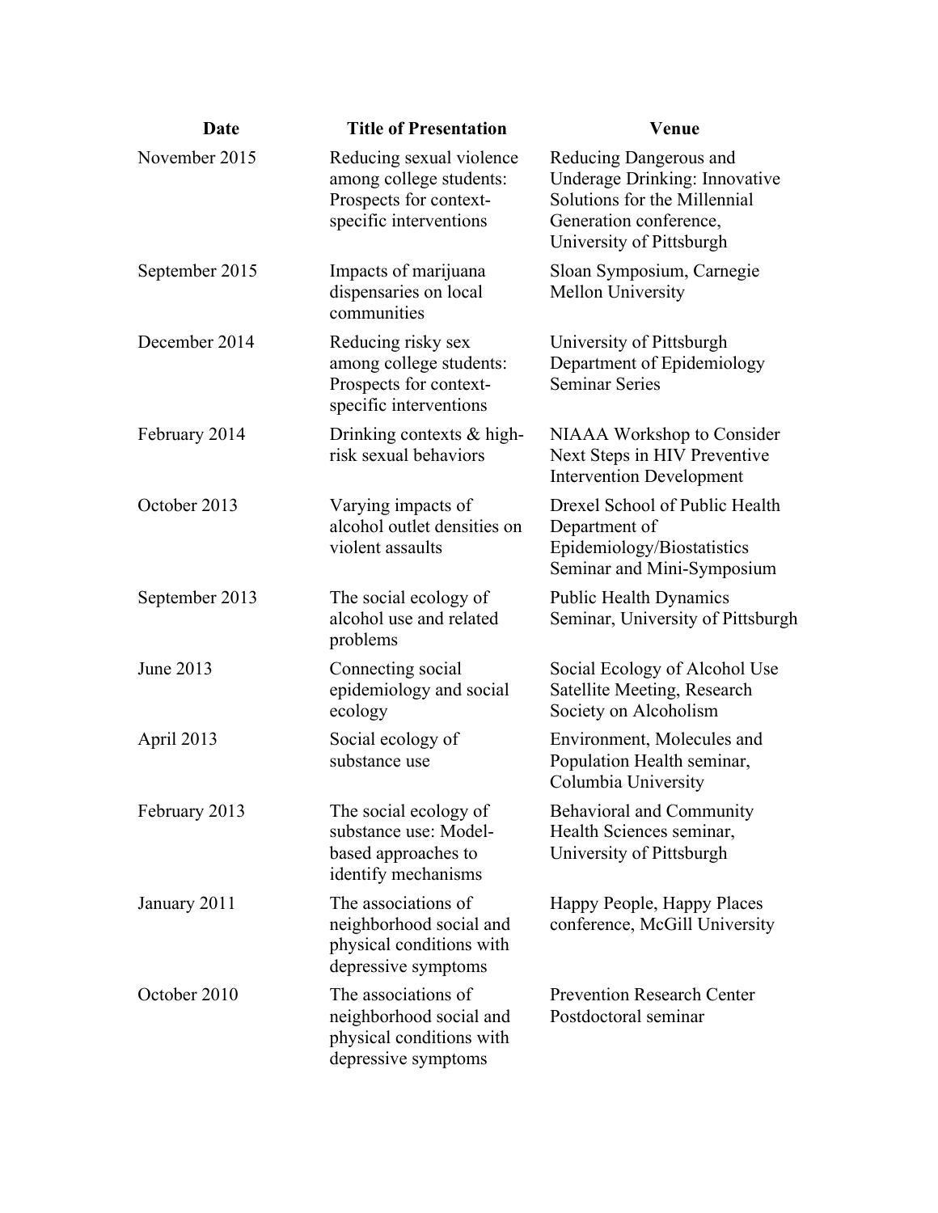| Date | Title of Presentation | Venue |
|---|---|---|
| November 2015 | Reducing sexual violence among college students: Prospects for context-specific interventions | Reducing Dangerous and Underage Drinking: Innovative Solutions for the Millennial Generation conference, University of Pittsburgh |
| September 2015 | Impacts of marijuana dispensaries on local communities | Sloan Symposium, Carnegie Mellon University |
| December 2014 | Reducing risky sex among college students: Prospects for context-specific interventions | University of Pittsburgh Department of Epidemiology Seminar Series |
| February 2014 | Drinking contexts & high-risk sexual behaviors | NIAAA Workshop to Consider Next Steps in HIV Preventive Intervention Development |
| October 2013 | Varying impacts of alcohol outlet densities on violent assaults | Drexel School of Public Health Department of Epidemiology/Biostatistics Seminar and Mini-Symposium |
| September 2013 | The social ecology of alcohol use and related problems | Public Health Dynamics Seminar, University of Pittsburgh |
| June 2013 | Connecting social epidemiology and social ecology | Social Ecology of Alcohol Use Satellite Meeting, Research Society on Alcoholism |
| April 2013 | Social ecology of substance use | Environment, Molecules and Population Health seminar, Columbia University |
| February 2013 | The social ecology of substance use: Model-based approaches to identify mechanisms | Behavioral and Community Health Sciences seminar, University of Pittsburgh |
| January 2011 | The associations of neighborhood social and physical conditions with depressive symptoms | Happy People, Happy Places conference, McGill University |
| October 2010 | The associations of neighborhood social and physical conditions with depressive symptoms | Prevention Research Center Postdoctoral seminar |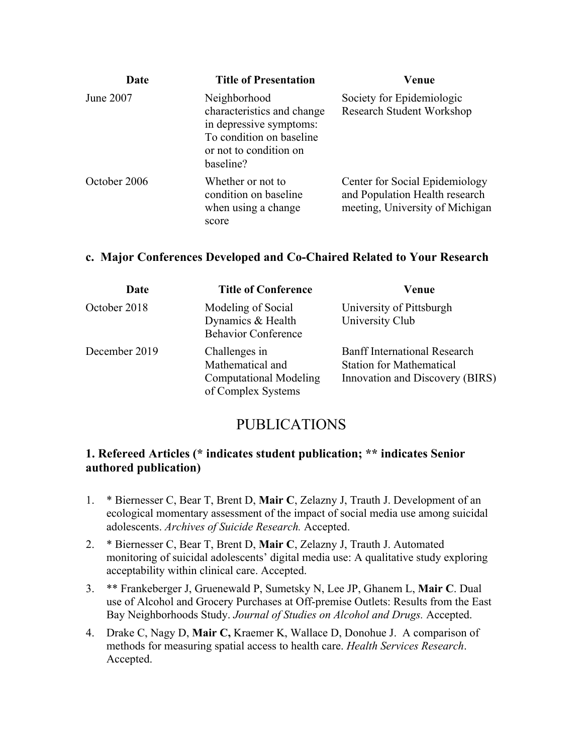| Date | Title of Presentation | Venue |
|---|---|---|
| June 2007 | Neighborhood characteristics and change in depressive symptoms: To condition on baseline or not to condition on baseline? | Society for Epidemiologic Research Student Workshop |
| October 2006 | Whether or not to condition on baseline when using a change score | Center for Social Epidemiology and Population Health research meeting, University of Michigan |

### c. Major Conferences Developed and Co-Chaired Related to Your Research

| Date | Title of Conference | Venue |
|---|---|---|
| October 2018 | Modeling of Social Dynamics & Health Behavior Conference | University of Pittsburgh University Club |
| December 2019 | Challenges in Mathematical and Computational Modeling of Complex Systems | Banff International Research Station for Mathematical Innovation and Discovery (BIRS) |

## PUBLICATIONS

### 1. Refereed Articles (* indicates student publication; ** indicates Senior authored publication)

1. * Biernesser C, Bear T, Brent D, **Mair C**, Zelazny J, Trauth J. Development of an ecological momentary assessment of the impact of social media use among suicidal adolescents. *Archives of Suicide Research.* Accepted.
2. * Biernesser C, Bear T, Brent D, **Mair C**, Zelazny J, Trauth J. Automated monitoring of suicidal adolescents' digital media use: A qualitative study exploring acceptability within clinical care. Accepted.
3. ** Frankeberger J, Gruenewald P, Sumetsky N, Lee JP, Ghanem L, **Mair C**. Dual use of Alcohol and Grocery Purchases at Off-premise Outlets: Results from the East Bay Neighborhoods Study. *Journal of Studies on Alcohol and Drugs.* Accepted.
4. Drake C, Nagy D, **Mair C,** Kraemer K, Wallace D, Donohue J. A comparison of methods for measuring spatial access to health care. *Health Services Research*. Accepted.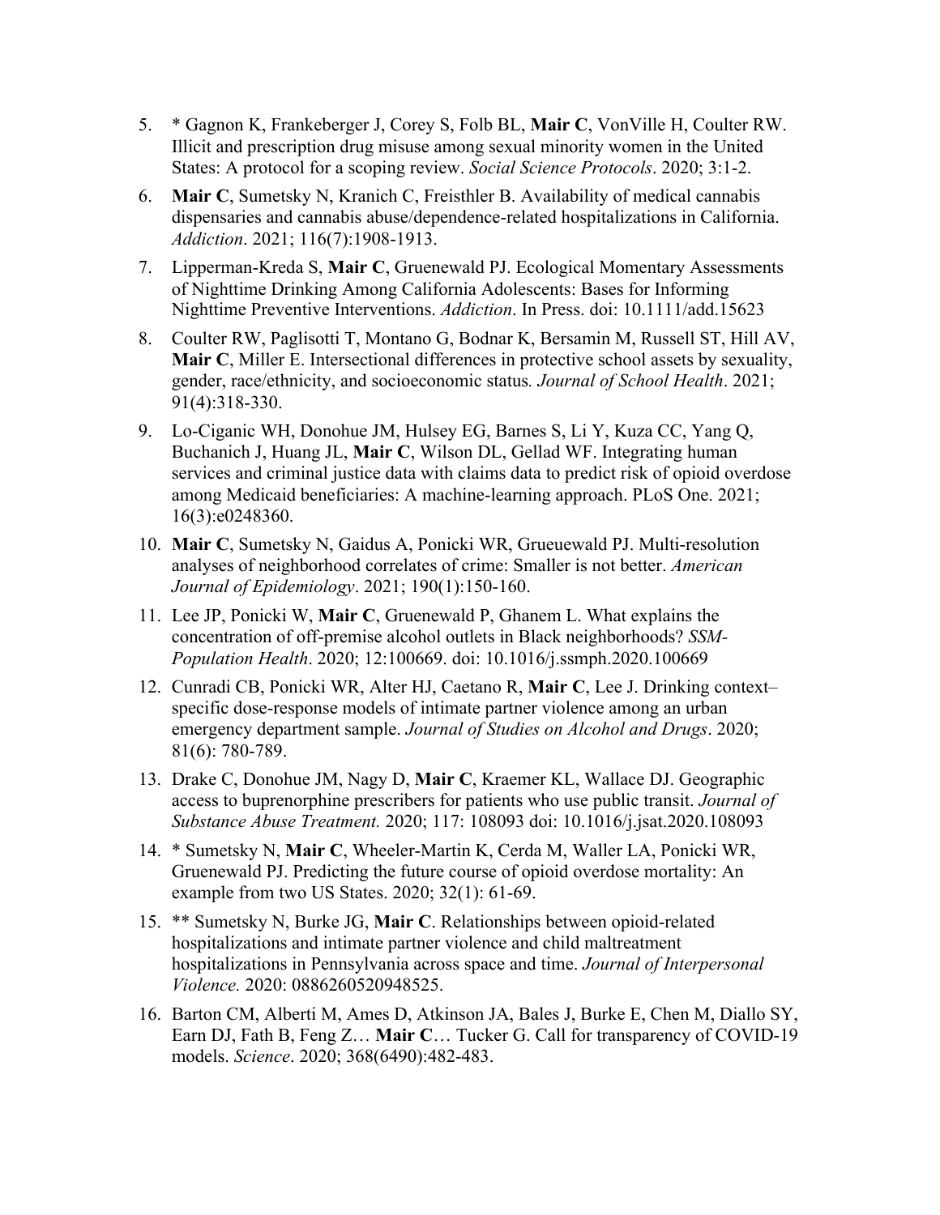5. * Gagnon K, Frankeberger J, Corey S, Folb BL, **Mair C**, VonVille H, Coulter RW. Illicit and prescription drug misuse among sexual minority women in the United States: A protocol for a scoping review. *Social Science Protocols*. 2020; 3:1-2.
6. **Mair C**, Sumetsky N, Kranich C, Freisthler B. Availability of medical cannabis dispensaries and cannabis abuse/dependence-related hospitalizations in California. *Addiction*. 2021; 116(7):1908-1913.
7. Lipperman-Kreda S, **Mair C**, Gruenewald PJ. Ecological Momentary Assessments of Nighttime Drinking Among California Adolescents: Bases for Informing Nighttime Preventive Interventions. *Addiction*. In Press. doi: 10.1111/add.15623
8. Coulter RW, Paglisotti T, Montano G, Bodnar K, Bersamin M, Russell ST, Hill AV, **Mair C**, Miller E. Intersectional differences in protective school assets by sexuality, gender, race/ethnicity, and socioeconomic status*. Journal of School Health*. 2021; 91(4):318-330.
9. Lo-Ciganic WH, Donohue JM, Hulsey EG, Barnes S, Li Y, Kuza CC, Yang Q, Buchanich J, Huang JL, **Mair C**, Wilson DL, Gellad WF. Integrating human services and criminal justice data with claims data to predict risk of opioid overdose among Medicaid beneficiaries: A machine-learning approach. PLoS One. 2021; 16(3):e0248360.
10. **Mair C**, Sumetsky N, Gaidus A, Ponicki WR, Grueuewald PJ. Multi-resolution analyses of neighborhood correlates of crime: Smaller is not better. *American Journal of Epidemiology*. 2021; 190(1):150-160.
11. Lee JP, Ponicki W, **Mair C**, Gruenewald P, Ghanem L. What explains the concentration of off-premise alcohol outlets in Black neighborhoods? *SSM-Population Health*. 2020; 12:100669. doi: 10.1016/j.ssmph.2020.100669
12. Cunradi CB, Ponicki WR, Alter HJ, Caetano R, **Mair C**, Lee J. Drinking context–specific dose-response models of intimate partner violence among an urban emergency department sample. *Journal of Studies on Alcohol and Drugs*. 2020; 81(6): 780-789.
13. Drake C, Donohue JM, Nagy D, **Mair C**, Kraemer KL, Wallace DJ. Geographic access to buprenorphine prescribers for patients who use public transit. *Journal of Substance Abuse Treatment.* 2020; 117: 108093 doi: 10.1016/j.jsat.2020.108093
14. * Sumetsky N, **Mair C**, Wheeler-Martin K, Cerda M, Waller LA, Ponicki WR, Gruenewald PJ. Predicting the future course of opioid overdose mortality: An example from two US States. 2020; 32(1): 61-69.
15. ** Sumetsky N, Burke JG, **Mair C**. Relationships between opioid-related hospitalizations and intimate partner violence and child maltreatment hospitalizations in Pennsylvania across space and time. *Journal of Interpersonal Violence.* 2020: 0886260520948525.
16. Barton CM, Alberti M, Ames D, Atkinson JA, Bales J, Burke E, Chen M, Diallo SY, Earn DJ, Fath B, Feng Z… **Mair C**… Tucker G. Call for transparency of COVID-19 models. *Science*. 2020; 368(6490):482-483.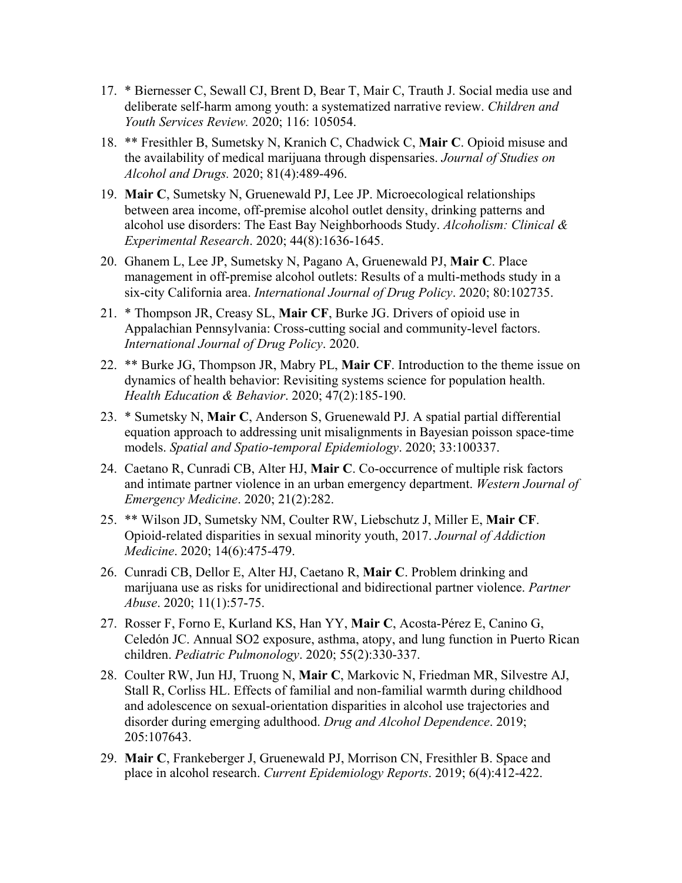17. * Biernesser C, Sewall CJ, Brent D, Bear T, Mair C, Trauth J. Social media use and deliberate self-harm among youth: a systematized narrative review. *Children and Youth Services Review.* 2020; 116: 105054.
18. ** Fresithler B, Sumetsky N, Kranich C, Chadwick C, **Mair C**. Opioid misuse and the availability of medical marijuana through dispensaries. *Journal of Studies on Alcohol and Drugs.* 2020; 81(4):489-496.
19. **Mair C**, Sumetsky N, Gruenewald PJ, Lee JP. Microecological relationships between area income, off-premise alcohol outlet density, drinking patterns and alcohol use disorders: The East Bay Neighborhoods Study. *Alcoholism: Clinical & Experimental Research*. 2020; 44(8):1636-1645.
20. Ghanem L, Lee JP, Sumetsky N, Pagano A, Gruenewald PJ, **Mair C**. Place management in off-premise alcohol outlets: Results of a multi-methods study in a six-city California area. *International Journal of Drug Policy*. 2020; 80:102735.
21. * Thompson JR, Creasy SL, **Mair CF**, Burke JG. Drivers of opioid use in Appalachian Pennsylvania: Cross-cutting social and community-level factors. *International Journal of Drug Policy*. 2020.
22. ** Burke JG, Thompson JR, Mabry PL, **Mair CF**. Introduction to the theme issue on dynamics of health behavior: Revisiting systems science for population health. *Health Education & Behavior*. 2020; 47(2):185-190.
23. * Sumetsky N, **Mair C**, Anderson S, Gruenewald PJ. A spatial partial differential equation approach to addressing unit misalignments in Bayesian poisson space-time models. *Spatial and Spatio-temporal Epidemiology*. 2020; 33:100337.
24. Caetano R, Cunradi CB, Alter HJ, **Mair C**. Co-occurrence of multiple risk factors and intimate partner violence in an urban emergency department. *Western Journal of Emergency Medicine*. 2020; 21(2):282.
25. ** Wilson JD, Sumetsky NM, Coulter RW, Liebschutz J, Miller E, **Mair CF**. Opioid-related disparities in sexual minority youth, 2017. *Journal of Addiction Medicine*. 2020; 14(6):475-479.
26. Cunradi CB, Dellor E, Alter HJ, Caetano R, **Mair C**. Problem drinking and marijuana use as risks for unidirectional and bidirectional partner violence. *Partner Abuse*. 2020; 11(1):57-75.
27. Rosser F, Forno E, Kurland KS, Han YY, **Mair C**, Acosta-Pérez E, Canino G, Celedón JC. Annual SO2 exposure, asthma, atopy, and lung function in Puerto Rican children. *Pediatric Pulmonology*. 2020; 55(2):330-337.
28. Coulter RW, Jun HJ, Truong N, **Mair C**, Markovic N, Friedman MR, Silvestre AJ, Stall R, Corliss HL. Effects of familial and non-familial warmth during childhood and adolescence on sexual-orientation disparities in alcohol use trajectories and disorder during emerging adulthood. *Drug and Alcohol Dependence*. 2019; 205:107643.
29. **Mair C**, Frankeberger J, Gruenewald PJ, Morrison CN, Fresithler B. Space and place in alcohol research. *Current Epidemiology Reports*. 2019; 6(4):412-422.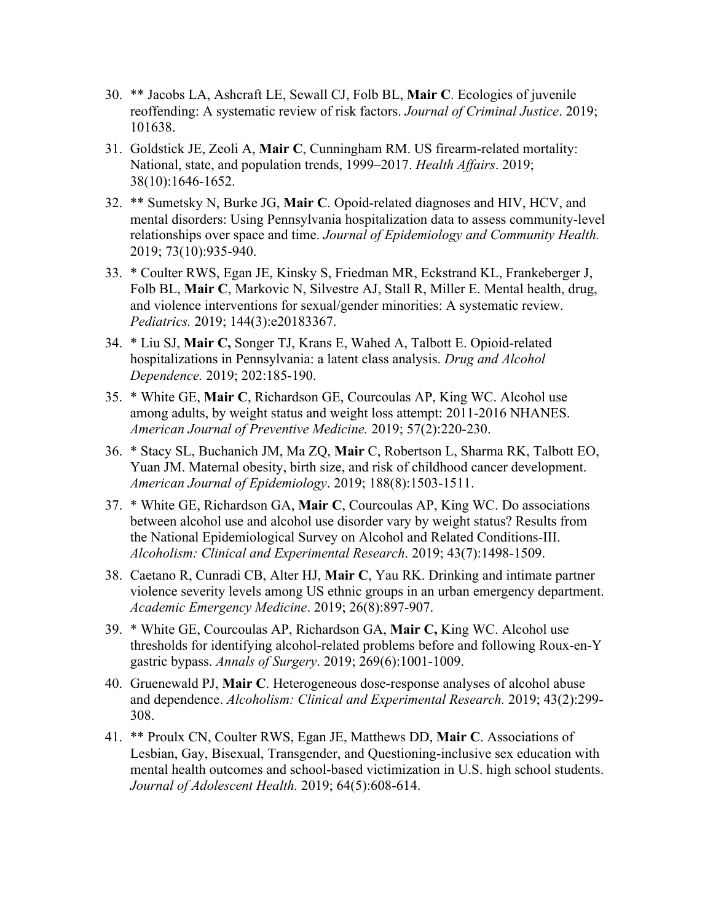30. ** Jacobs LA, Ashcraft LE, Sewall CJ, Folb BL, **Mair C**. Ecologies of juvenile reoffending: A systematic review of risk factors. *Journal of Criminal Justice*. 2019; 101638.

31. Goldstick JE, Zeoli A, **Mair C**, Cunningham RM. US firearm-related mortality: National, state, and population trends, 1999–2017. *Health Affairs*. 2019; 38(10):1646-1652.

32. ** Sumetsky N, Burke JG, **Mair C**. Opoid-related diagnoses and HIV, HCV, and mental disorders: Using Pennsylvania hospitalization data to assess community-level relationships over space and time. *Journal of Epidemiology and Community Health.* 2019; 73(10):935-940.

33. * Coulter RWS, Egan JE, Kinsky S, Friedman MR, Eckstrand KL, Frankeberger J, Folb BL, **Mair C**, Markovic N, Silvestre AJ, Stall R, Miller E. Mental health, drug, and violence interventions for sexual/gender minorities: A systematic review. *Pediatrics.* 2019; 144(3):e20183367.

34. * Liu SJ, **Mair C,** Songer TJ, Krans E, Wahed A, Talbott E. Opioid-related hospitalizations in Pennsylvania: a latent class analysis. *Drug and Alcohol Dependence.* 2019; 202:185-190.

35. * White GE, **Mair C**, Richardson GE, Courcoulas AP, King WC. Alcohol use among adults, by weight status and weight loss attempt: 2011-2016 NHANES. *American Journal of Preventive Medicine.* 2019; 57(2):220-230.

36. * Stacy SL, Buchanich JM, Ma ZQ, **Mair** C, Robertson L, Sharma RK, Talbott EO, Yuan JM. Maternal obesity, birth size, and risk of childhood cancer development. *American Journal of Epidemiology*. 2019; 188(8):1503-1511.

37. * White GE, Richardson GA, **Mair C**, Courcoulas AP, King WC. Do associations between alcohol use and alcohol use disorder vary by weight status? Results from the National Epidemiological Survey on Alcohol and Related Conditions-III. *Alcoholism: Clinical and Experimental Research*. 2019; 43(7):1498-1509.

38. Caetano R, Cunradi CB, Alter HJ, **Mair C**, Yau RK. Drinking and intimate partner violence severity levels among US ethnic groups in an urban emergency department. *Academic Emergency Medicine*. 2019; 26(8):897-907.

39. * White GE, Courcoulas AP, Richardson GA, **Mair C,** King WC. Alcohol use thresholds for identifying alcohol-related problems before and following Roux-en-Y gastric bypass. *Annals of Surgery*. 2019; 269(6):1001-1009.

40. Gruenewald PJ, **Mair C**. Heterogeneous dose-response analyses of alcohol abuse and dependence. *Alcoholism: Clinical and Experimental Research.* 2019; 43(2):299-308.

41. ** Proulx CN, Coulter RWS, Egan JE, Matthews DD, **Mair C**. Associations of Lesbian, Gay, Bisexual, Transgender, and Questioning-inclusive sex education with mental health outcomes and school-based victimization in U.S. high school students. *Journal of Adolescent Health.* 2019; 64(5):608-614.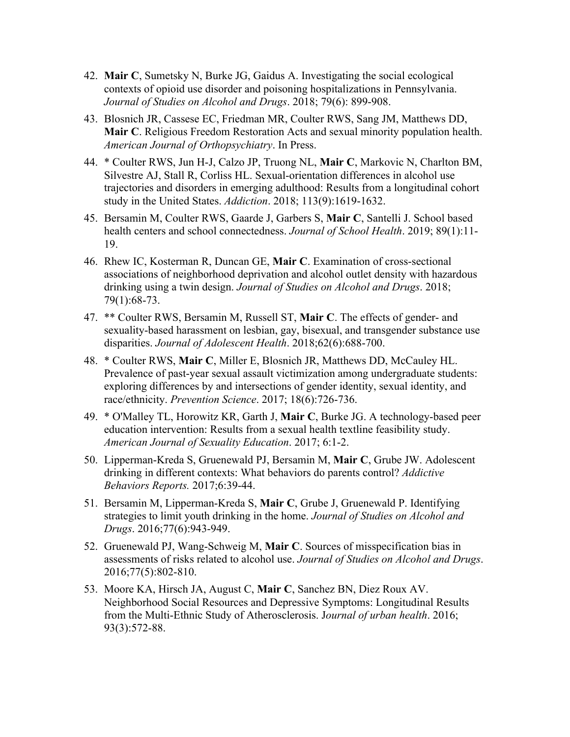42. **Mair C**, Sumetsky N, Burke JG, Gaidus A. Investigating the social ecological contexts of opioid use disorder and poisoning hospitalizations in Pennsylvania. *Journal of Studies on Alcohol and Drugs*. 2018; 79(6): 899-908.
43. Blosnich JR, Cassese EC, Friedman MR, Coulter RWS, Sang JM, Matthews DD, **Mair C**. Religious Freedom Restoration Acts and sexual minority population health. *American Journal of Orthopsychiatry*. In Press.
44. * Coulter RWS, Jun H-J, Calzo JP, Truong NL, **Mair C**, Markovic N, Charlton BM, Silvestre AJ, Stall R, Corliss HL. Sexual-orientation differences in alcohol use trajectories and disorders in emerging adulthood: Results from a longitudinal cohort study in the United States. *Addiction*. 2018; 113(9):1619-1632.
45. Bersamin M, Coulter RWS, Gaarde J, Garbers S, **Mair C**, Santelli J. School based health centers and school connectedness. *Journal of School Health*. 2019; 89(1):11-19.
46. Rhew IC, Kosterman R, Duncan GE, **Mair C**. Examination of cross-sectional associations of neighborhood deprivation and alcohol outlet density with hazardous drinking using a twin design. *Journal of Studies on Alcohol and Drugs*. 2018; 79(1):68-73.
47. ** Coulter RWS, Bersamin M, Russell ST, **Mair C**. The effects of gender- and sexuality-based harassment on lesbian, gay, bisexual, and transgender substance use disparities. *Journal of Adolescent Health*. 2018;62(6):688-700.
48. * Coulter RWS, **Mair C**, Miller E, Blosnich JR, Matthews DD, McCauley HL. Prevalence of past-year sexual assault victimization among undergraduate students: exploring differences by and intersections of gender identity, sexual identity, and race/ethnicity. *Prevention Science*. 2017; 18(6):726-736.
49. * O'Malley TL, Horowitz KR, Garth J, **Mair C**, Burke JG. A technology-based peer education intervention: Results from a sexual health textline feasibility study. *American Journal of Sexuality Education*. 2017; 6:1-2.
50. Lipperman-Kreda S, Gruenewald PJ, Bersamin M, **Mair C**, Grube JW. Adolescent drinking in different contexts: What behaviors do parents control? *Addictive Behaviors Reports.* 2017;6:39-44.
51. Bersamin M, Lipperman-Kreda S, **Mair C**, Grube J, Gruenewald P. Identifying strategies to limit youth drinking in the home. *Journal of Studies on Alcohol and Drugs*. 2016;77(6):943-949.
52. Gruenewald PJ, Wang-Schweig M, **Mair C**. Sources of misspecification bias in assessments of risks related to alcohol use. *Journal of Studies on Alcohol and Drugs*. 2016;77(5):802-810.
53. Moore KA, Hirsch JA, August C, **Mair C**, Sanchez BN, Diez Roux AV. Neighborhood Social Resources and Depressive Symptoms: Longitudinal Results from the Multi-Ethnic Study of Atherosclerosis. J*ournal of urban health*. 2016; 93(3):572-88.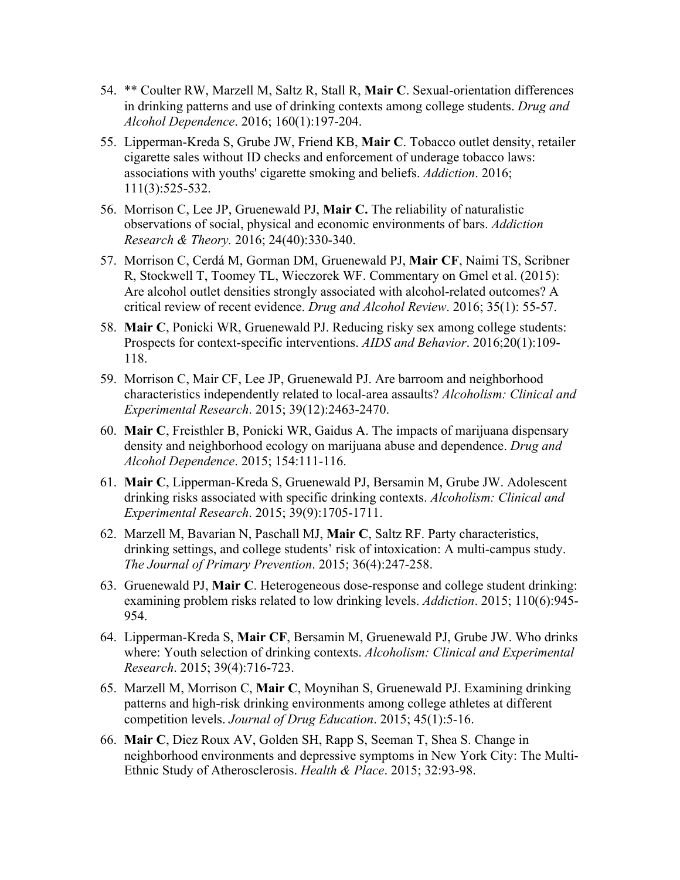54. ** Coulter RW, Marzell M, Saltz R, Stall R, **Mair C**. Sexual-orientation differences in drinking patterns and use of drinking contexts among college students. *Drug and Alcohol Dependence*. 2016; 160(1):197-204.

55. Lipperman-Kreda S, Grube JW, Friend KB, **Mair C**. Tobacco outlet density, retailer cigarette sales without ID checks and enforcement of underage tobacco laws: associations with youths' cigarette smoking and beliefs. *Addiction*. 2016; 111(3):525-532.

56. Morrison C, Lee JP, Gruenewald PJ, **Mair C.** The reliability of naturalistic observations of social, physical and economic environments of bars. *Addiction Research & Theory.* 2016; 24(40):330-340.

57. Morrison C, Cerdá M, Gorman DM, Gruenewald PJ, **Mair CF**, Naimi TS, Scribner R, Stockwell T, Toomey TL, Wieczorek WF. Commentary on Gmel et al. (2015): Are alcohol outlet densities strongly associated with alcohol-related outcomes? A critical review of recent evidence. *Drug and Alcohol Review*. 2016; 35(1): 55-57.

58. **Mair C**, Ponicki WR, Gruenewald PJ. Reducing risky sex among college students: Prospects for context-specific interventions. *AIDS and Behavior*. 2016;20(1):109-118.

59. Morrison C, Mair CF, Lee JP, Gruenewald PJ. Are barroom and neighborhood characteristics independently related to local-area assaults? *Alcoholism: Clinical and Experimental Research*. 2015; 39(12):2463-2470.

60. **Mair C**, Freisthler B, Ponicki WR, Gaidus A. The impacts of marijuana dispensary density and neighborhood ecology on marijuana abuse and dependence. *Drug and Alcohol Dependence*. 2015; 154:111-116.

61. **Mair C**, Lipperman-Kreda S, Gruenewald PJ, Bersamin M, Grube JW. Adolescent drinking risks associated with specific drinking contexts. *Alcoholism: Clinical and Experimental Research*. 2015; 39(9):1705-1711.

62. Marzell M, Bavarian N, Paschall MJ, **Mair C**, Saltz RF. Party characteristics, drinking settings, and college students' risk of intoxication: A multi-campus study. *The Journal of Primary Prevention*. 2015; 36(4):247-258.

63. Gruenewald PJ, **Mair C**. Heterogeneous dose-response and college student drinking: examining problem risks related to low drinking levels. *Addiction*. 2015; 110(6):945-954.

64. Lipperman-Kreda S, **Mair CF**, Bersamin M, Gruenewald PJ, Grube JW. Who drinks where: Youth selection of drinking contexts. *Alcoholism: Clinical and Experimental Research*. 2015; 39(4):716-723.

65. Marzell M, Morrison C, **Mair C**, Moynihan S, Gruenewald PJ. Examining drinking patterns and high-risk drinking environments among college athletes at different competition levels. *Journal of Drug Education*. 2015; 45(1):5-16.

66. **Mair C**, Diez Roux AV, Golden SH, Rapp S, Seeman T, Shea S. Change in neighborhood environments and depressive symptoms in New York City: The Multi-Ethnic Study of Atherosclerosis. *Health & Place*. 2015; 32:93-98.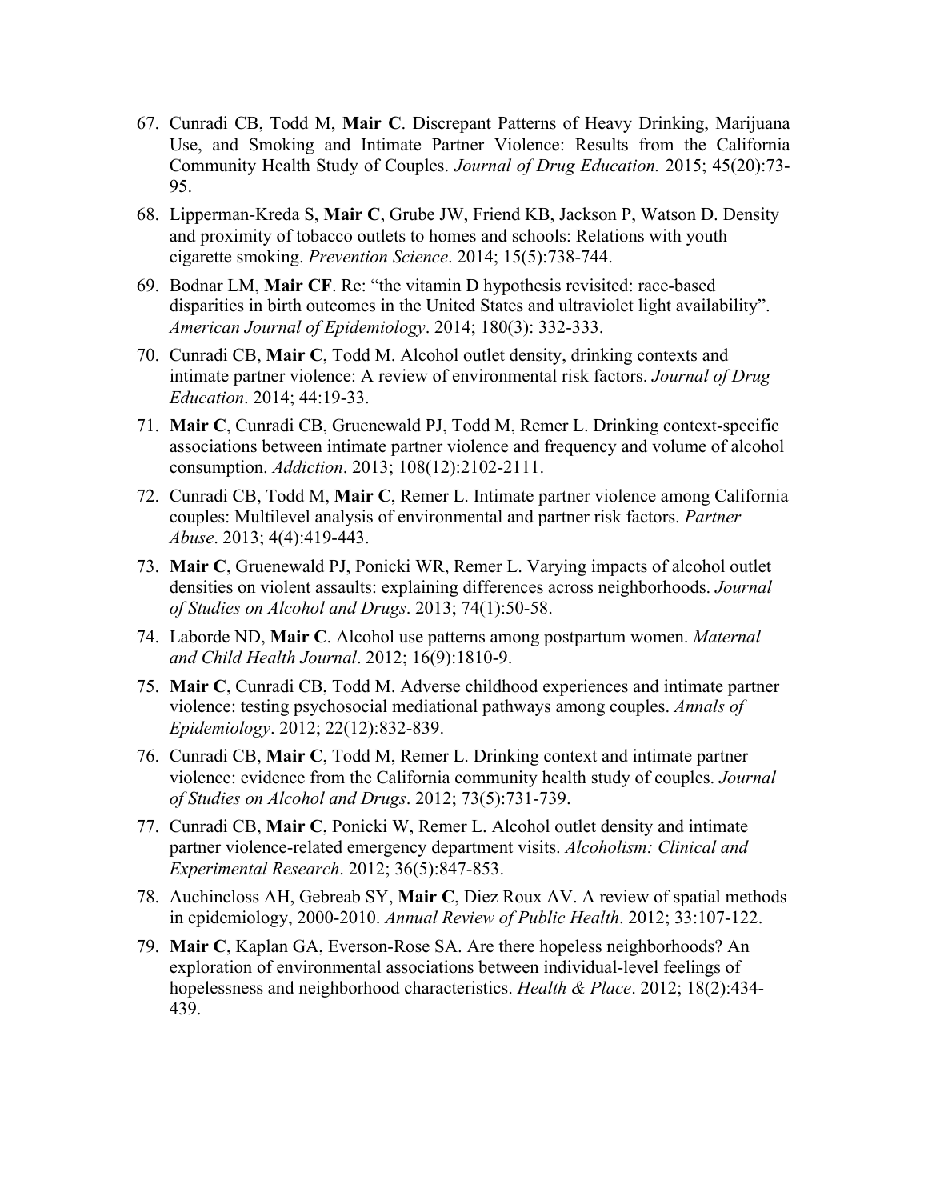67. Cunradi CB, Todd M, **Mair C**. Discrepant Patterns of Heavy Drinking, Marijuana Use, and Smoking and Intimate Partner Violence: Results from the California Community Health Study of Couples. *Journal of Drug Education.* 2015; 45(20):73-95.

68. Lipperman-Kreda S, **Mair C**, Grube JW, Friend KB, Jackson P, Watson D. Density and proximity of tobacco outlets to homes and schools: Relations with youth cigarette smoking. *Prevention Science*. 2014; 15(5):738-744.

69. Bodnar LM, **Mair CF**. Re: "the vitamin D hypothesis revisited: race-based disparities in birth outcomes in the United States and ultraviolet light availability". *American Journal of Epidemiology*. 2014; 180(3): 332-333.

70. Cunradi CB, **Mair C**, Todd M. Alcohol outlet density, drinking contexts and intimate partner violence: A review of environmental risk factors. *Journal of Drug Education*. 2014; 44:19-33.

71. **Mair C**, Cunradi CB, Gruenewald PJ, Todd M, Remer L. Drinking context-specific associations between intimate partner violence and frequency and volume of alcohol consumption. *Addiction*. 2013; 108(12):2102-2111.

72. Cunradi CB, Todd M, **Mair C**, Remer L. Intimate partner violence among California couples: Multilevel analysis of environmental and partner risk factors. *Partner Abuse*. 2013; 4(4):419-443.

73. **Mair C**, Gruenewald PJ, Ponicki WR, Remer L. Varying impacts of alcohol outlet densities on violent assaults: explaining differences across neighborhoods. *Journal of Studies on Alcohol and Drugs*. 2013; 74(1):50-58.

74. Laborde ND, **Mair C**. Alcohol use patterns among postpartum women. *Maternal and Child Health Journal*. 2012; 16(9):1810-9.

75. **Mair C**, Cunradi CB, Todd M. Adverse childhood experiences and intimate partner violence: testing psychosocial mediational pathways among couples. *Annals of Epidemiology*. 2012; 22(12):832-839.

76. Cunradi CB, **Mair C**, Todd M, Remer L. Drinking context and intimate partner violence: evidence from the California community health study of couples. *Journal of Studies on Alcohol and Drugs*. 2012; 73(5):731-739.

77. Cunradi CB, **Mair C**, Ponicki W, Remer L. Alcohol outlet density and intimate partner violence-related emergency department visits. *Alcoholism: Clinical and Experimental Research*. 2012; 36(5):847-853.

78. Auchincloss AH, Gebreab SY, **Mair C**, Diez Roux AV. A review of spatial methods in epidemiology, 2000-2010. *Annual Review of Public Health*. 2012; 33:107-122.

79. **Mair C**, Kaplan GA, Everson-Rose SA. Are there hopeless neighborhoods? An exploration of environmental associations between individual-level feelings of hopelessness and neighborhood characteristics. *Health & Place*. 2012; 18(2):434-439.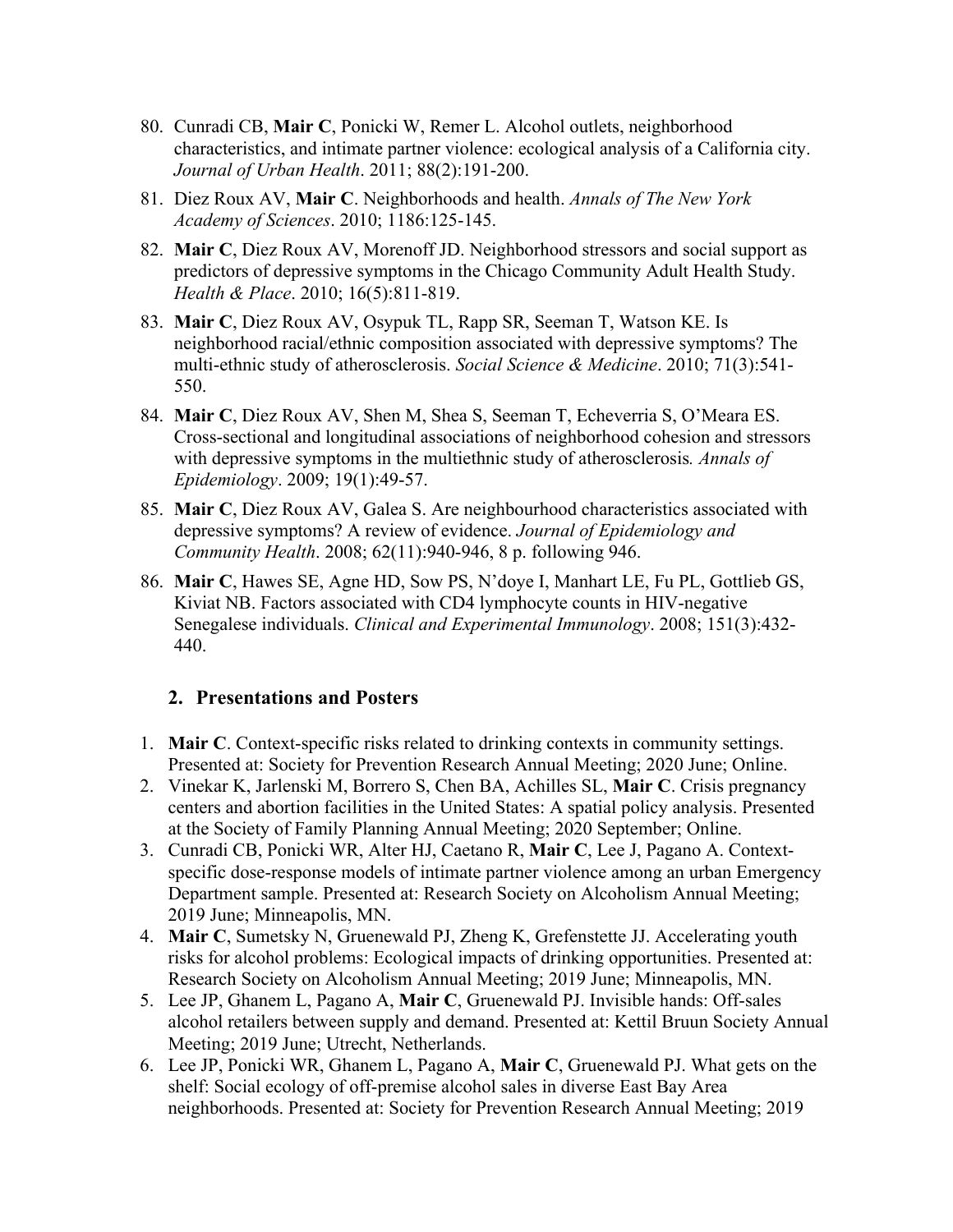80. Cunradi CB, **Mair C**, Ponicki W, Remer L. Alcohol outlets, neighborhood characteristics, and intimate partner violence: ecological analysis of a California city. *Journal of Urban Health*. 2011; 88(2):191-200.
81. Diez Roux AV, **Mair C**. Neighborhoods and health. *Annals of The New York Academy of Sciences*. 2010; 1186:125-145.
82. **Mair C**, Diez Roux AV, Morenoff JD. Neighborhood stressors and social support as predictors of depressive symptoms in the Chicago Community Adult Health Study. *Health & Place*. 2010; 16(5):811-819.
83. **Mair C**, Diez Roux AV, Osypuk TL, Rapp SR, Seeman T, Watson KE. Is neighborhood racial/ethnic composition associated with depressive symptoms? The multi-ethnic study of atherosclerosis. *Social Science & Medicine*. 2010; 71(3):541-550.
84. **Mair C**, Diez Roux AV, Shen M, Shea S, Seeman T, Echeverria S, O'Meara ES. Cross-sectional and longitudinal associations of neighborhood cohesion and stressors with depressive symptoms in the multiethnic study of atherosclerosis*. Annals of Epidemiology*. 2009; 19(1):49-57.
85. **Mair C**, Diez Roux AV, Galea S. Are neighbourhood characteristics associated with depressive symptoms? A review of evidence. *Journal of Epidemiology and Community Health*. 2008; 62(11):940-946, 8 p. following 946.
86. **Mair C**, Hawes SE, Agne HD, Sow PS, N'doye I, Manhart LE, Fu PL, Gottlieb GS, Kiviat NB. Factors associated with CD4 lymphocyte counts in HIV-negative Senegalese individuals. *Clinical and Experimental Immunology*. 2008; 151(3):432-440.

## 2. Presentations and Posters

1. **Mair C**. Context-specific risks related to drinking contexts in community settings. Presented at: Society for Prevention Research Annual Meeting; 2020 June; Online.
2. Vinekar K, Jarlenski M, Borrero S, Chen BA, Achilles SL, **Mair C**. Crisis pregnancy centers and abortion facilities in the United States: A spatial policy analysis. Presented at the Society of Family Planning Annual Meeting; 2020 September; Online.
3. Cunradi CB, Ponicki WR, Alter HJ, Caetano R, **Mair C**, Lee J, Pagano A. Context-specific dose-response models of intimate partner violence among an urban Emergency Department sample. Presented at: Research Society on Alcoholism Annual Meeting; 2019 June; Minneapolis, MN.
4. **Mair C**, Sumetsky N, Gruenewald PJ, Zheng K, Grefenstette JJ. Accelerating youth risks for alcohol problems: Ecological impacts of drinking opportunities. Presented at: Research Society on Alcoholism Annual Meeting; 2019 June; Minneapolis, MN.
5. Lee JP, Ghanem L, Pagano A, **Mair C**, Gruenewald PJ. Invisible hands: Off-sales alcohol retailers between supply and demand. Presented at: Kettil Bruun Society Annual Meeting; 2019 June; Utrecht, Netherlands.
6. Lee JP, Ponicki WR, Ghanem L, Pagano A, **Mair C**, Gruenewald PJ. What gets on the shelf: Social ecology of off-premise alcohol sales in diverse East Bay Area neighborhoods. Presented at: Society for Prevention Research Annual Meeting; 2019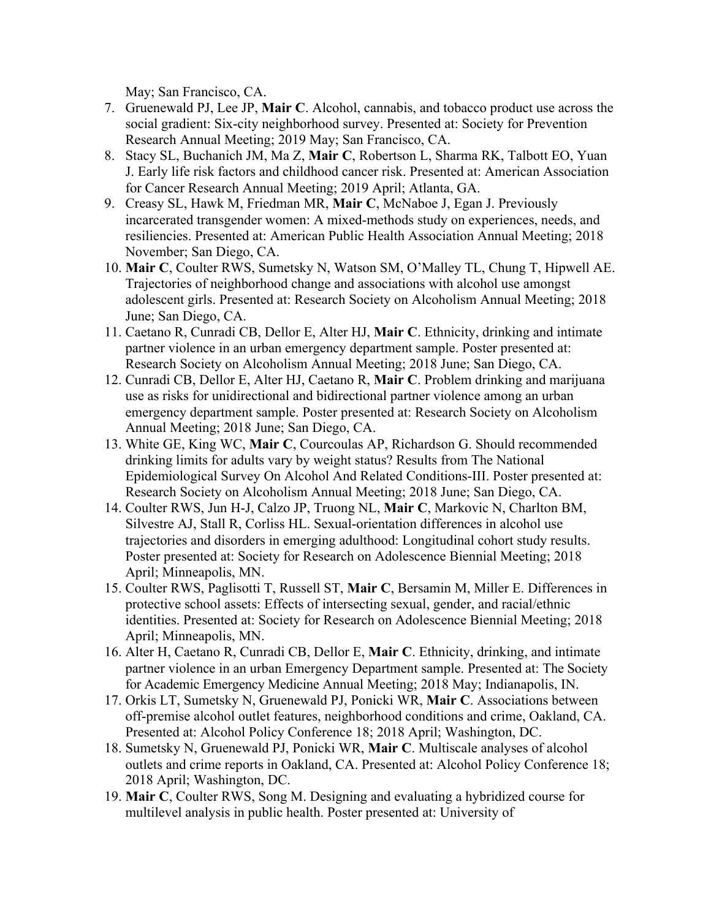May; San Francisco, CA.

7. Gruenewald PJ, Lee JP, **Mair C**. Alcohol, cannabis, and tobacco product use across the social gradient: Six-city neighborhood survey. Presented at: Society for Prevention Research Annual Meeting; 2019 May; San Francisco, CA.
8. Stacy SL, Buchanich JM, Ma Z, **Mair C**, Robertson L, Sharma RK, Talbott EO, Yuan J. Early life risk factors and childhood cancer risk. Presented at: American Association for Cancer Research Annual Meeting; 2019 April; Atlanta, GA.
9. Creasy SL, Hawk M, Friedman MR, **Mair C**, McNaboe J, Egan J. Previously incarcerated transgender women: A mixed-methods study on experiences, needs, and resiliencies. Presented at: American Public Health Association Annual Meeting; 2018 November; San Diego, CA.
10. **Mair C**, Coulter RWS, Sumetsky N, Watson SM, O'Malley TL, Chung T, Hipwell AE. Trajectories of neighborhood change and associations with alcohol use amongst adolescent girls. Presented at: Research Society on Alcoholism Annual Meeting; 2018 June; San Diego, CA.
11. Caetano R, Cunradi CB, Dellor E, Alter HJ, **Mair C**. Ethnicity, drinking and intimate partner violence in an urban emergency department sample. Poster presented at: Research Society on Alcoholism Annual Meeting; 2018 June; San Diego, CA.
12. Cunradi CB, Dellor E, Alter HJ, Caetano R, **Mair C**. Problem drinking and marijuana use as risks for unidirectional and bidirectional partner violence among an urban emergency department sample. Poster presented at: Research Society on Alcoholism Annual Meeting; 2018 June; San Diego, CA.
13. White GE, King WC, **Mair C**, Courcoulas AP, Richardson G. Should recommended drinking limits for adults vary by weight status? Results from The National Epidemiological Survey On Alcohol And Related Conditions-III. Poster presented at: Research Society on Alcoholism Annual Meeting; 2018 June; San Diego, CA.
14. Coulter RWS, Jun H-J, Calzo JP, Truong NL, **Mair C**, Markovic N, Charlton BM, Silvestre AJ, Stall R, Corliss HL. Sexual-orientation differences in alcohol use trajectories and disorders in emerging adulthood: Longitudinal cohort study results. Poster presented at: Society for Research on Adolescence Biennial Meeting; 2018 April; Minneapolis, MN.
15. Coulter RWS, Paglisotti T, Russell ST, **Mair C**, Bersamin M, Miller E. Differences in protective school assets: Effects of intersecting sexual, gender, and racial/ethnic identities. Presented at: Society for Research on Adolescence Biennial Meeting; 2018 April; Minneapolis, MN.
16. Alter H, Caetano R, Cunradi CB, Dellor E, **Mair C**. Ethnicity, drinking, and intimate partner violence in an urban Emergency Department sample. Presented at: The Society for Academic Emergency Medicine Annual Meeting; 2018 May; Indianapolis, IN.
17. Orkis LT, Sumetsky N, Gruenewald PJ, Ponicki WR, **Mair C**. Associations between off-premise alcohol outlet features, neighborhood conditions and crime, Oakland, CA. Presented at: Alcohol Policy Conference 18; 2018 April; Washington, DC.
18. Sumetsky N, Gruenewald PJ, Ponicki WR, **Mair C**. Multiscale analyses of alcohol outlets and crime reports in Oakland, CA. Presented at: Alcohol Policy Conference 18; 2018 April; Washington, DC.
19. **Mair C**, Coulter RWS, Song M. Designing and evaluating a hybridized course for multilevel analysis in public health. Poster presented at: University of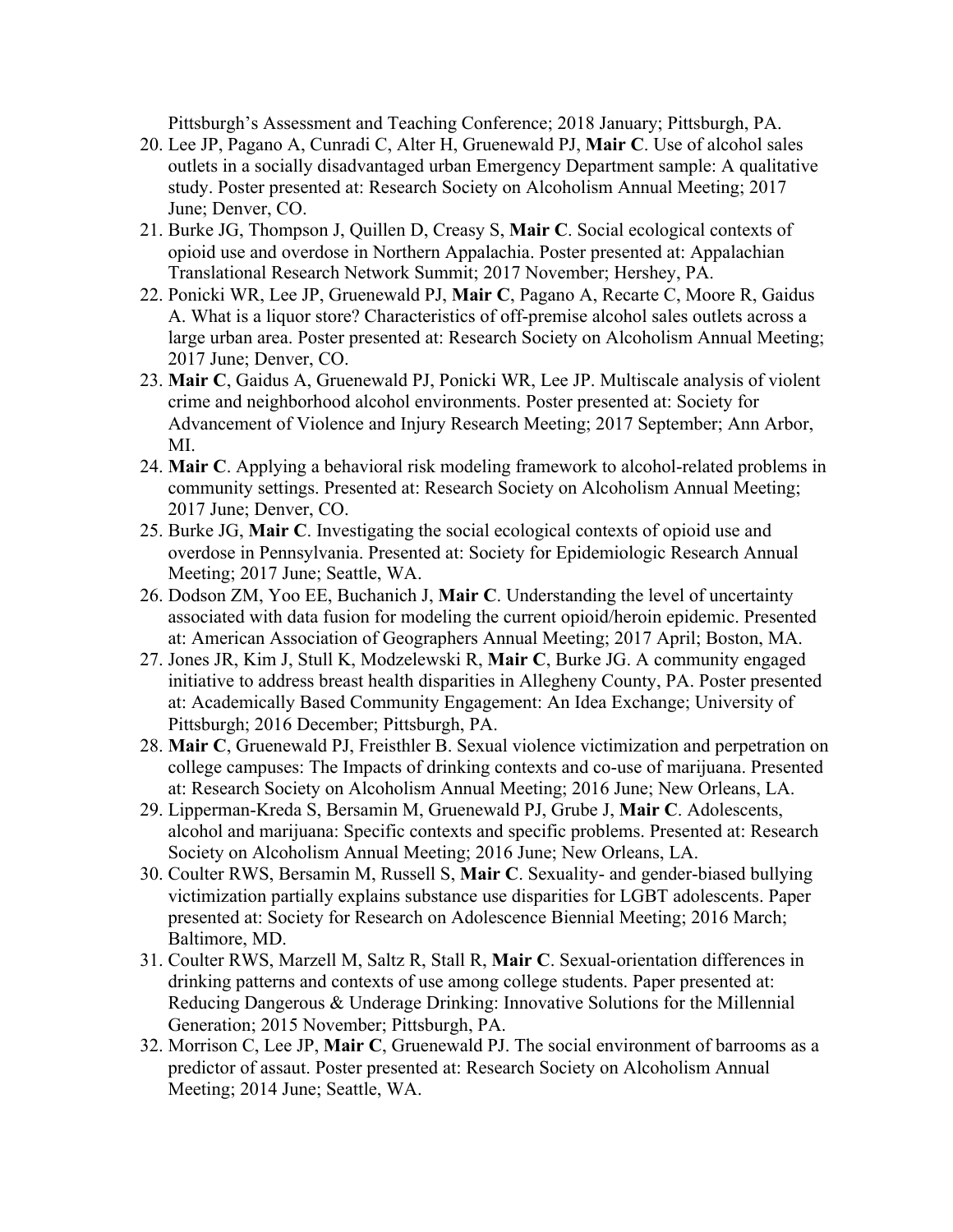Pittsburgh's Assessment and Teaching Conference; 2018 January; Pittsburgh, PA.

20. Lee JP, Pagano A, Cunradi C, Alter H, Gruenewald PJ, **Mair C**. Use of alcohol sales outlets in a socially disadvantaged urban Emergency Department sample: A qualitative study. Poster presented at: Research Society on Alcoholism Annual Meeting; 2017 June; Denver, CO.
21. Burke JG, Thompson J, Quillen D, Creasy S, **Mair C**. Social ecological contexts of opioid use and overdose in Northern Appalachia. Poster presented at: Appalachian Translational Research Network Summit; 2017 November; Hershey, PA.
22. Ponicki WR, Lee JP, Gruenewald PJ, **Mair C**, Pagano A, Recarte C, Moore R, Gaidus A. What is a liquor store? Characteristics of off-premise alcohol sales outlets across a large urban area. Poster presented at: Research Society on Alcoholism Annual Meeting; 2017 June; Denver, CO.
23. **Mair C**, Gaidus A, Gruenewald PJ, Ponicki WR, Lee JP. Multiscale analysis of violent crime and neighborhood alcohol environments. Poster presented at: Society for Advancement of Violence and Injury Research Meeting; 2017 September; Ann Arbor, MI.
24. **Mair C**. Applying a behavioral risk modeling framework to alcohol-related problems in community settings. Presented at: Research Society on Alcoholism Annual Meeting; 2017 June; Denver, CO.
25. Burke JG, **Mair C**. Investigating the social ecological contexts of opioid use and overdose in Pennsylvania. Presented at: Society for Epidemiologic Research Annual Meeting; 2017 June; Seattle, WA.
26. Dodson ZM, Yoo EE, Buchanich J, **Mair C**. Understanding the level of uncertainty associated with data fusion for modeling the current opioid/heroin epidemic. Presented at: American Association of Geographers Annual Meeting; 2017 April; Boston, MA.
27. Jones JR, Kim J, Stull K, Modzelewski R, **Mair C**, Burke JG. A community engaged initiative to address breast health disparities in Allegheny County, PA. Poster presented at: Academically Based Community Engagement: An Idea Exchange; University of Pittsburgh; 2016 December; Pittsburgh, PA.
28. **Mair C**, Gruenewald PJ, Freisthler B. Sexual violence victimization and perpetration on college campuses: The Impacts of drinking contexts and co-use of marijuana. Presented at: Research Society on Alcoholism Annual Meeting; 2016 June; New Orleans, LA.
29. Lipperman-Kreda S, Bersamin M, Gruenewald PJ, Grube J, **Mair C**. Adolescents, alcohol and marijuana: Specific contexts and specific problems. Presented at: Research Society on Alcoholism Annual Meeting; 2016 June; New Orleans, LA.
30. Coulter RWS, Bersamin M, Russell S, **Mair C**. Sexuality- and gender-biased bullying victimization partially explains substance use disparities for LGBT adolescents. Paper presented at: Society for Research on Adolescence Biennial Meeting; 2016 March; Baltimore, MD.
31. Coulter RWS, Marzell M, Saltz R, Stall R, **Mair C**. Sexual-orientation differences in drinking patterns and contexts of use among college students. Paper presented at: Reducing Dangerous & Underage Drinking: Innovative Solutions for the Millennial Generation; 2015 November; Pittsburgh, PA.
32. Morrison C, Lee JP, **Mair C**, Gruenewald PJ. The social environment of barrooms as a predictor of assaut. Poster presented at: Research Society on Alcoholism Annual Meeting; 2014 June; Seattle, WA.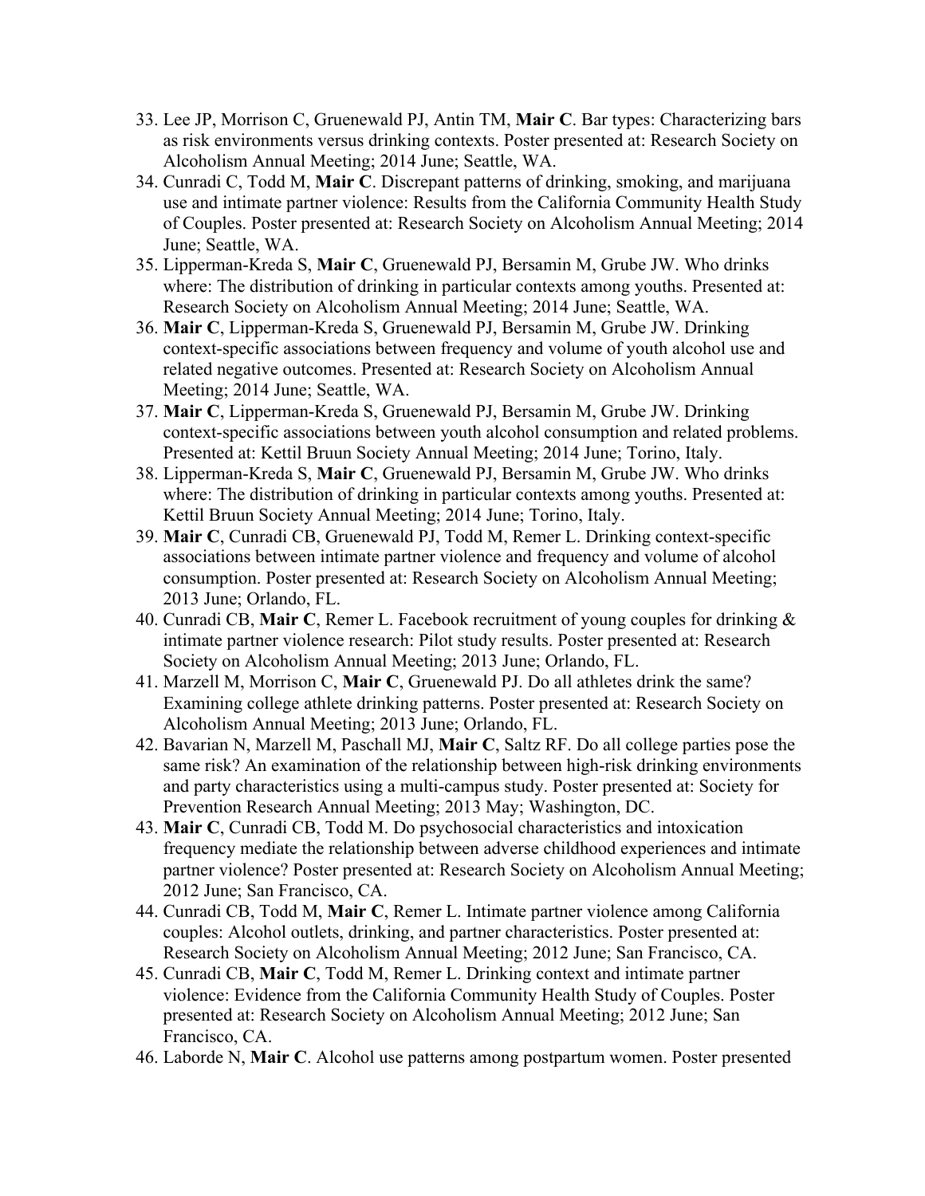33. Lee JP, Morrison C, Gruenewald PJ, Antin TM, **Mair C**. Bar types: Characterizing bars as risk environments versus drinking contexts. Poster presented at: Research Society on Alcoholism Annual Meeting; 2014 June; Seattle, WA.
34. Cunradi C, Todd M, **Mair C**. Discrepant patterns of drinking, smoking, and marijuana use and intimate partner violence: Results from the California Community Health Study of Couples. Poster presented at: Research Society on Alcoholism Annual Meeting; 2014 June; Seattle, WA.
35. Lipperman-Kreda S, **Mair C**, Gruenewald PJ, Bersamin M, Grube JW. Who drinks where: The distribution of drinking in particular contexts among youths. Presented at: Research Society on Alcoholism Annual Meeting; 2014 June; Seattle, WA.
36. **Mair C**, Lipperman-Kreda S, Gruenewald PJ, Bersamin M, Grube JW. Drinking context-specific associations between frequency and volume of youth alcohol use and related negative outcomes. Presented at: Research Society on Alcoholism Annual Meeting; 2014 June; Seattle, WA.
37. **Mair C**, Lipperman-Kreda S, Gruenewald PJ, Bersamin M, Grube JW. Drinking context-specific associations between youth alcohol consumption and related problems. Presented at: Kettil Bruun Society Annual Meeting; 2014 June; Torino, Italy.
38. Lipperman-Kreda S, **Mair C**, Gruenewald PJ, Bersamin M, Grube JW. Who drinks where: The distribution of drinking in particular contexts among youths. Presented at: Kettil Bruun Society Annual Meeting; 2014 June; Torino, Italy.
39. **Mair C**, Cunradi CB, Gruenewald PJ, Todd M, Remer L. Drinking context-specific associations between intimate partner violence and frequency and volume of alcohol consumption. Poster presented at: Research Society on Alcoholism Annual Meeting; 2013 June; Orlando, FL.
40. Cunradi CB, **Mair C**, Remer L. Facebook recruitment of young couples for drinking & intimate partner violence research: Pilot study results. Poster presented at: Research Society on Alcoholism Annual Meeting; 2013 June; Orlando, FL.
41. Marzell M, Morrison C, **Mair C**, Gruenewald PJ. Do all athletes drink the same? Examining college athlete drinking patterns. Poster presented at: Research Society on Alcoholism Annual Meeting; 2013 June; Orlando, FL.
42. Bavarian N, Marzell M, Paschall MJ, **Mair C**, Saltz RF. Do all college parties pose the same risk? An examination of the relationship between high-risk drinking environments and party characteristics using a multi-campus study. Poster presented at: Society for Prevention Research Annual Meeting; 2013 May; Washington, DC.
43. **Mair C**, Cunradi CB, Todd M. Do psychosocial characteristics and intoxication frequency mediate the relationship between adverse childhood experiences and intimate partner violence? Poster presented at: Research Society on Alcoholism Annual Meeting; 2012 June; San Francisco, CA.
44. Cunradi CB, Todd M, **Mair C**, Remer L. Intimate partner violence among California couples: Alcohol outlets, drinking, and partner characteristics. Poster presented at: Research Society on Alcoholism Annual Meeting; 2012 June; San Francisco, CA.
45. Cunradi CB, **Mair C**, Todd M, Remer L. Drinking context and intimate partner violence: Evidence from the California Community Health Study of Couples. Poster presented at: Research Society on Alcoholism Annual Meeting; 2012 June; San Francisco, CA.
46. Laborde N, **Mair C**. Alcohol use patterns among postpartum women. Poster presented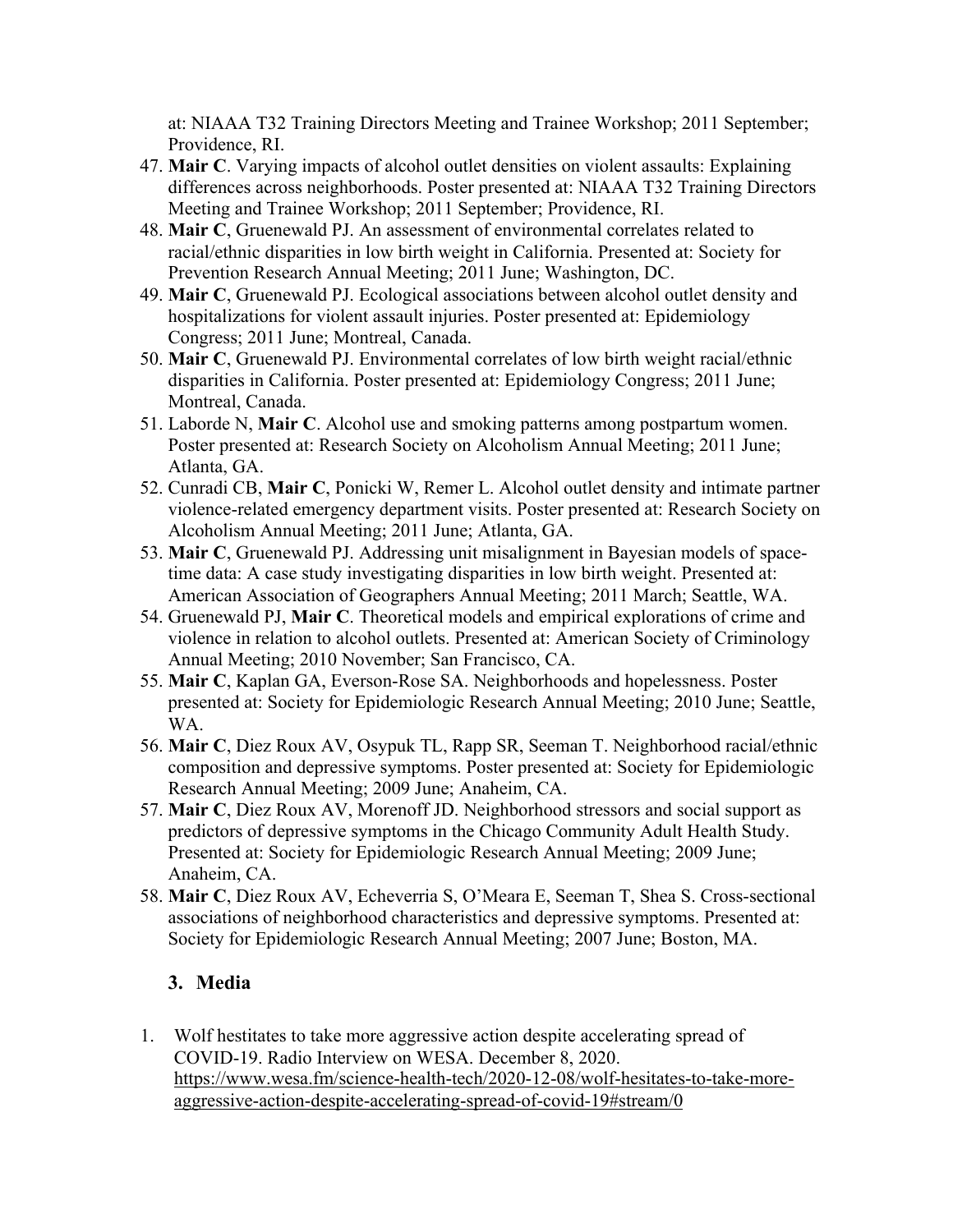at: NIAAA T32 Training Directors Meeting and Trainee Workshop; 2011 September; Providence, RI.

47. **Mair C**. Varying impacts of alcohol outlet densities on violent assaults: Explaining differences across neighborhoods. Poster presented at: NIAAA T32 Training Directors Meeting and Trainee Workshop; 2011 September; Providence, RI.
48. **Mair C**, Gruenewald PJ. An assessment of environmental correlates related to racial/ethnic disparities in low birth weight in California. Presented at: Society for Prevention Research Annual Meeting; 2011 June; Washington, DC.
49. **Mair C**, Gruenewald PJ. Ecological associations between alcohol outlet density and hospitalizations for violent assault injuries. Poster presented at: Epidemiology Congress; 2011 June; Montreal, Canada.
50. **Mair C**, Gruenewald PJ. Environmental correlates of low birth weight racial/ethnic disparities in California. Poster presented at: Epidemiology Congress; 2011 June; Montreal, Canada.
51. Laborde N, **Mair C**. Alcohol use and smoking patterns among postpartum women. Poster presented at: Research Society on Alcoholism Annual Meeting; 2011 June; Atlanta, GA.
52. Cunradi CB, **Mair C**, Ponicki W, Remer L. Alcohol outlet density and intimate partner violence-related emergency department visits. Poster presented at: Research Society on Alcoholism Annual Meeting; 2011 June; Atlanta, GA.
53. **Mair C**, Gruenewald PJ. Addressing unit misalignment in Bayesian models of space-time data: A case study investigating disparities in low birth weight. Presented at: American Association of Geographers Annual Meeting; 2011 March; Seattle, WA.
54. Gruenewald PJ, **Mair C**. Theoretical models and empirical explorations of crime and violence in relation to alcohol outlets. Presented at: American Society of Criminology Annual Meeting; 2010 November; San Francisco, CA.
55. **Mair C**, Kaplan GA, Everson-Rose SA. Neighborhoods and hopelessness. Poster presented at: Society for Epidemiologic Research Annual Meeting; 2010 June; Seattle, WA.
56. **Mair C**, Diez Roux AV, Osypuk TL, Rapp SR, Seeman T. Neighborhood racial/ethnic composition and depressive symptoms. Poster presented at: Society for Epidemiologic Research Annual Meeting; 2009 June; Anaheim, CA.
57. **Mair C**, Diez Roux AV, Morenoff JD. Neighborhood stressors and social support as predictors of depressive symptoms in the Chicago Community Adult Health Study. Presented at: Society for Epidemiologic Research Annual Meeting; 2009 June; Anaheim, CA.
58. **Mair C**, Diez Roux AV, Echeverria S, O'Meara E, Seeman T, Shea S. Cross-sectional associations of neighborhood characteristics and depressive symptoms. Presented at: Society for Epidemiologic Research Annual Meeting; 2007 June; Boston, MA.

### 3. Media

1. Wolf hestitates to take more aggressive action despite accelerating spread of COVID-19. Radio Interview on WESA. December 8, 2020. https://www.wesa.fm/science-health-tech/2020-12-08/wolf-hesitates-to-take-more-aggressive-action-despite-accelerating-spread-of-covid-19#stream/0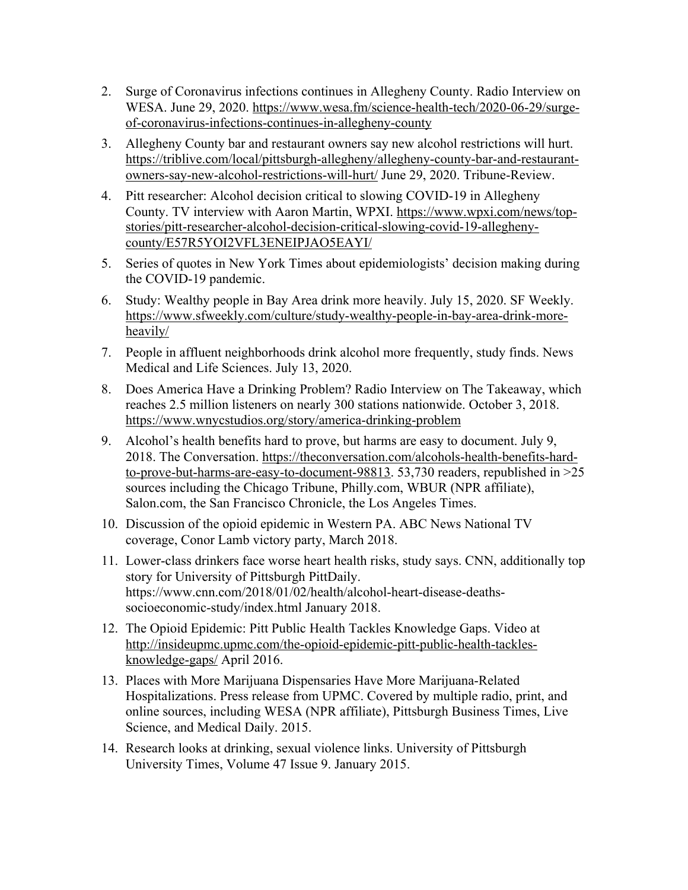2. Surge of Coronavirus infections continues in Allegheny County. Radio Interview on WESA. June 29, 2020. https://www.wesa.fm/science-health-tech/2020-06-29/surge-of-coronavirus-infections-continues-in-allegheny-county
3. Allegheny County bar and restaurant owners say new alcohol restrictions will hurt. https://triblive.com/local/pittsburgh-allegheny/allegheny-county-bar-and-restaurant-owners-say-new-alcohol-restrictions-will-hurt/ June 29, 2020. Tribune-Review.
4. Pitt researcher: Alcohol decision critical to slowing COVID-19 in Allegheny County. TV interview with Aaron Martin, WPXI. https://www.wpxi.com/news/top-stories/pitt-researcher-alcohol-decision-critical-slowing-covid-19-allegheny-county/E57R5YOI2VFL3ENEIPJAO5EAYI/
5. Series of quotes in New York Times about epidemiologists' decision making during the COVID-19 pandemic.
6. Study: Wealthy people in Bay Area drink more heavily. July 15, 2020. SF Weekly. https://www.sfweekly.com/culture/study-wealthy-people-in-bay-area-drink-more-heavily/
7. People in affluent neighborhoods drink alcohol more frequently, study finds. News Medical and Life Sciences. July 13, 2020.
8. Does America Have a Drinking Problem? Radio Interview on The Takeaway, which reaches 2.5 million listeners on nearly 300 stations nationwide. October 3, 2018. https://www.wnycstudios.org/story/america-drinking-problem
9. Alcohol's health benefits hard to prove, but harms are easy to document. July 9, 2018. The Conversation. https://theconversation.com/alcohols-health-benefits-hard-to-prove-but-harms-are-easy-to-document-98813. 53,730 readers, republished in >25 sources including the Chicago Tribune, Philly.com, WBUR (NPR affiliate), Salon.com, the San Francisco Chronicle, the Los Angeles Times.
10. Discussion of the opioid epidemic in Western PA. ABC News National TV coverage, Conor Lamb victory party, March 2018.
11. Lower-class drinkers face worse heart health risks, study says. CNN, additionally top story for University of Pittsburgh PittDaily. https://www.cnn.com/2018/01/02/health/alcohol-heart-disease-deaths-socioeconomic-study/index.html January 2018.
12. The Opioid Epidemic: Pitt Public Health Tackles Knowledge Gaps. Video at http://insideupmc.upmc.com/the-opioid-epidemic-pitt-public-health-tackles-knowledge-gaps/ April 2016.
13. Places with More Marijuana Dispensaries Have More Marijuana-Related Hospitalizations. Press release from UPMC. Covered by multiple radio, print, and online sources, including WESA (NPR affiliate), Pittsburgh Business Times, Live Science, and Medical Daily. 2015.
14. Research looks at drinking, sexual violence links. University of Pittsburgh University Times, Volume 47 Issue 9. January 2015.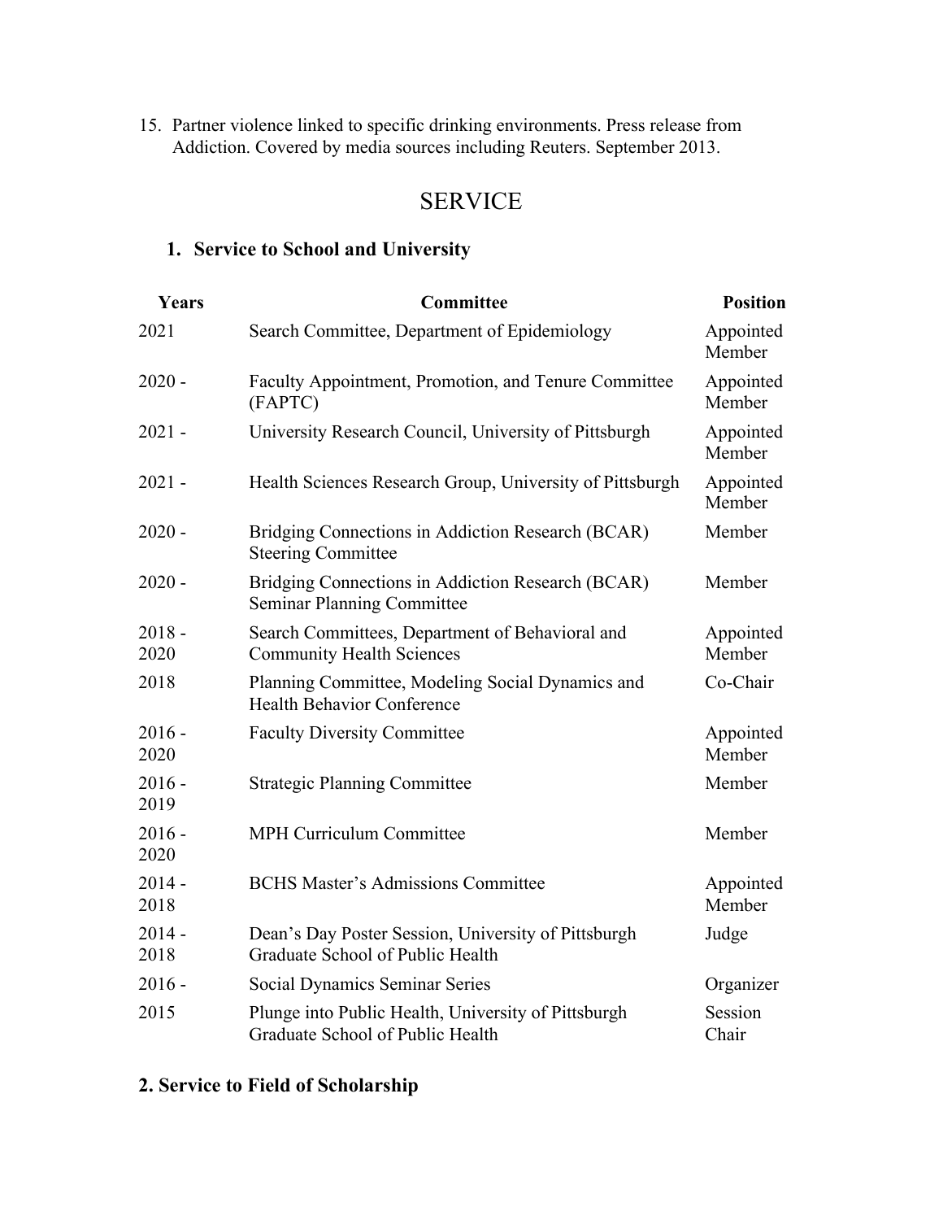15. Partner violence linked to specific drinking environments. Press release from Addiction. Covered by media sources including Reuters. September 2013.

# SERVICE

## 1. Service to School and University

| Years | Committee | Position |
|---|---|---|
| 2021 | Search Committee, Department of Epidemiology | Appointed Member |
| 2020 - | Faculty Appointment, Promotion, and Tenure Committee (FAPTC) | Appointed Member |
| 2021 - | University Research Council, University of Pittsburgh | Appointed Member |
| 2021 - | Health Sciences Research Group, University of Pittsburgh | Appointed Member |
| 2020 - | Bridging Connections in Addiction Research (BCAR) Steering Committee | Member |
| 2020 - | Bridging Connections in Addiction Research (BCAR) Seminar Planning Committee | Member |
| 2018 - 2020 | Search Committees, Department of Behavioral and Community Health Sciences | Appointed Member |
| 2018 | Planning Committee, Modeling Social Dynamics and Health Behavior Conference | Co-Chair |
| 2016 - 2020 | Faculty Diversity Committee | Appointed Member |
| 2016 - 2019 | Strategic Planning Committee | Member |
| 2016 - 2020 | MPH Curriculum Committee | Member |
| 2014 - 2018 | BCHS Master's Admissions Committee | Appointed Member |
| 2014 - 2018 | Dean's Day Poster Session, University of Pittsburgh Graduate School of Public Health | Judge |
| 2016 - | Social Dynamics Seminar Series | Organizer |
| 2015 | Plunge into Public Health, University of Pittsburgh Graduate School of Public Health | Session Chair |

## 2. Service to Field of Scholarship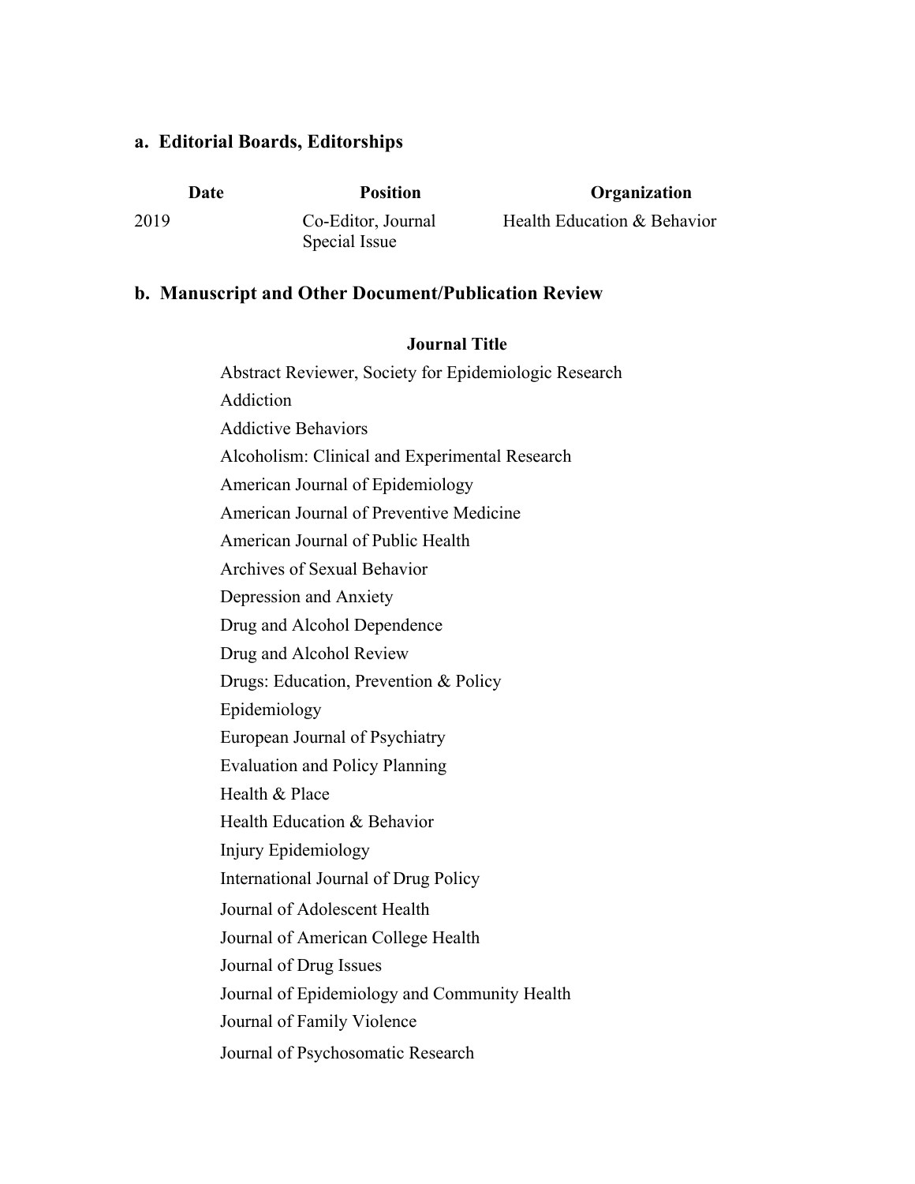### a. Editorial Boards, Editorships

| Date | Position | Organization |
| --- | --- | --- |
| 2019 | Co-Editor, Journal Special Issue | Health Education & Behavior |

### b. Manuscript and Other Document/Publication Review

| Journal Title |
| --- |
| Abstract Reviewer, Society for Epidemiologic Research |
| Addiction |
| Addictive Behaviors |
| Alcoholism: Clinical and Experimental Research |
| American Journal of Epidemiology |
| American Journal of Preventive Medicine |
| American Journal of Public Health |
| Archives of Sexual Behavior |
| Depression and Anxiety |
| Drug and Alcohol Dependence |
| Drug and Alcohol Review |
| Drugs: Education, Prevention & Policy |
| Epidemiology |
| European Journal of Psychiatry |
| Evaluation and Policy Planning |
| Health & Place |
| Health Education & Behavior |
| Injury Epidemiology |
| International Journal of Drug Policy |
| Journal of Adolescent Health |
| Journal of American College Health |
| Journal of Drug Issues |
| Journal of Epidemiology and Community Health |
| Journal of Family Violence |
| Journal of Psychosomatic Research |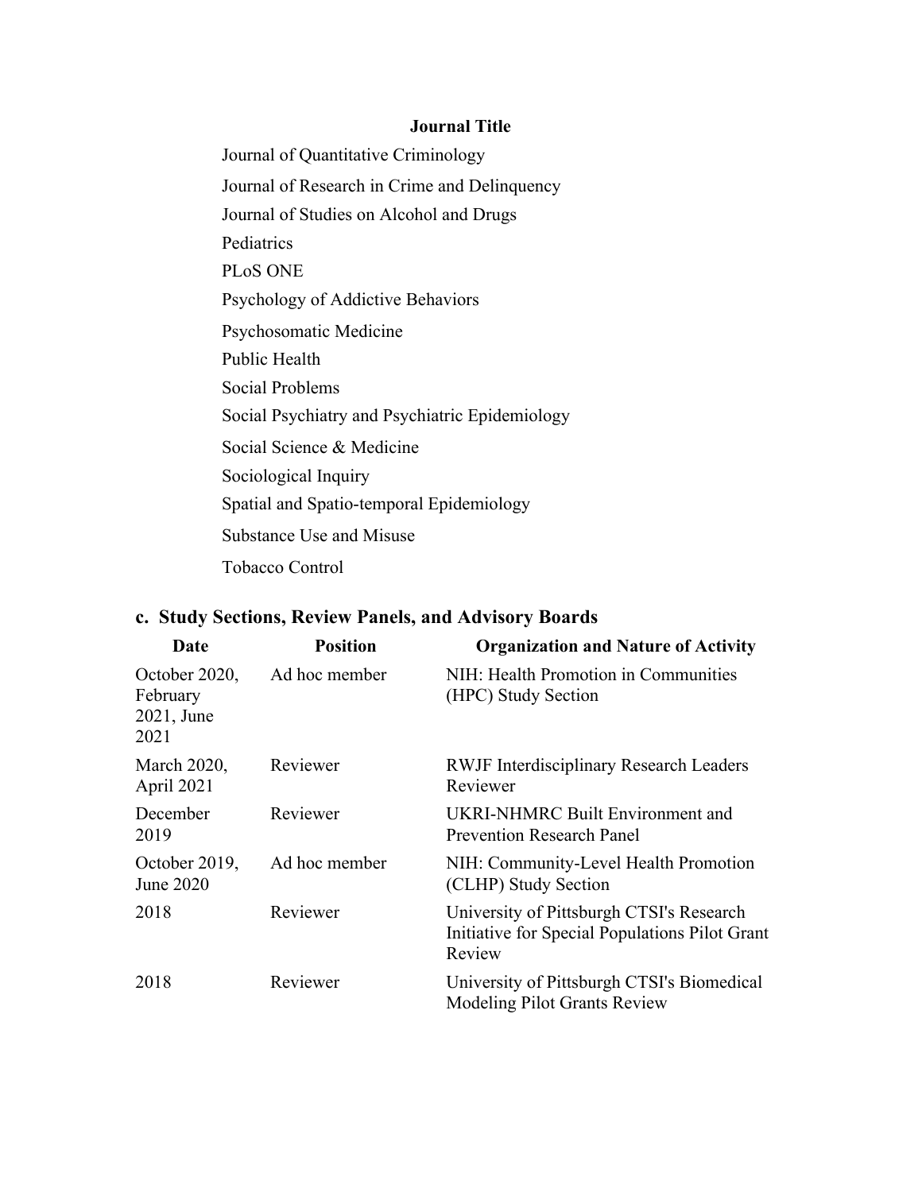| Journal Title |
|---|
| Journal of Quantitative Criminology |
| Journal of Research in Crime and Delinquency |
| Journal of Studies on Alcohol and Drugs |
| Pediatrics |
| PLoS ONE |
| Psychology of Addictive Behaviors |
| Psychosomatic Medicine |
| Public Health |
| Social Problems |
| Social Psychiatry and Psychiatric Epidemiology |
| Social Science & Medicine |
| Sociological Inquiry |
| Spatial and Spatio-temporal Epidemiology |
| Substance Use and Misuse |
| Tobacco Control |

### c. Study Sections, Review Panels, and Advisory Boards

| Date | Position | Organization and Nature of Activity |
|---|---|---|
| October 2020, February 2021, June 2021 | Ad hoc member | NIH: Health Promotion in Communities (HPC) Study Section |
| March 2020, April 2021 | Reviewer | RWJF Interdisciplinary Research Leaders Reviewer |
| December 2019 | Reviewer | UKRI-NHMRC Built Environment and Prevention Research Panel |
| October 2019, June 2020 | Ad hoc member | NIH: Community-Level Health Promotion (CLHP) Study Section |
| 2018 | Reviewer | University of Pittsburgh CTSI's Research Initiative for Special Populations Pilot Grant Review |
| 2018 | Reviewer | University of Pittsburgh CTSI's Biomedical Modeling Pilot Grants Review |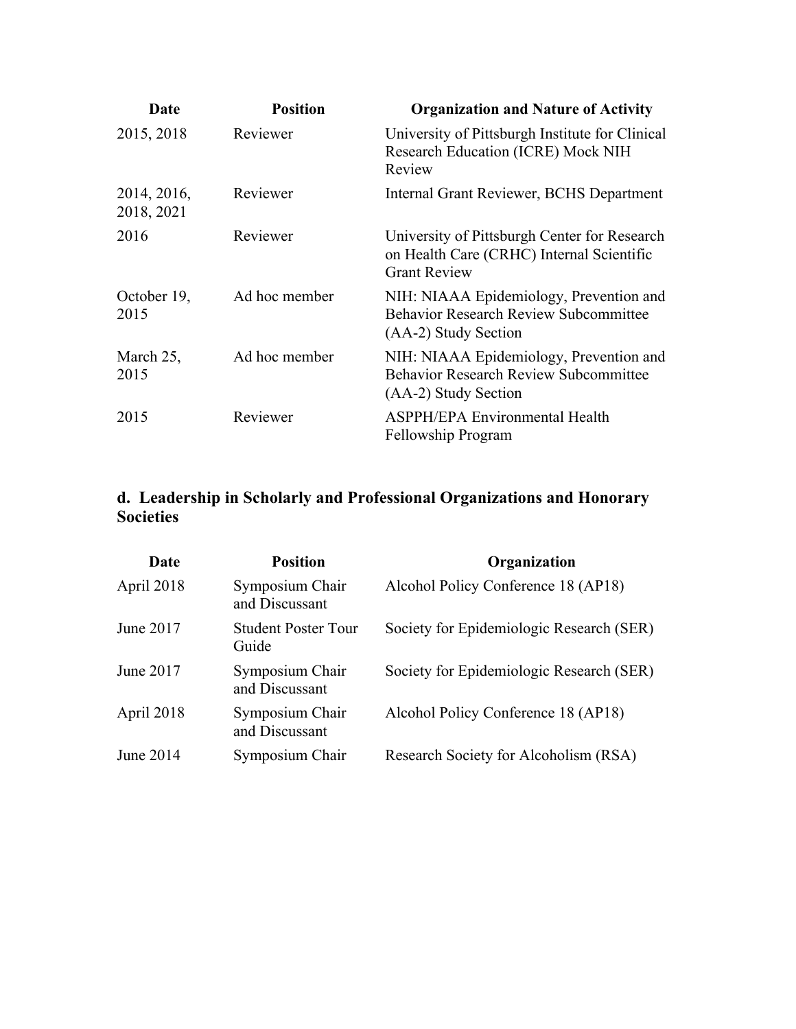| Date | Position | Organization and Nature of Activity |
|---|---|---|
| 2015, 2018 | Reviewer | University of Pittsburgh Institute for Clinical Research Education (ICRE) Mock NIH Review |
| 2014, 2016, 2018, 2021 | Reviewer | Internal Grant Reviewer, BCHS Department |
| 2016 | Reviewer | University of Pittsburgh Center for Research on Health Care (CRHC) Internal Scientific Grant Review |
| October 19, 2015 | Ad hoc member | NIH: NIAAA Epidemiology, Prevention and Behavior Research Review Subcommittee (AA-2) Study Section |
| March 25, 2015 | Ad hoc member | NIH: NIAAA Epidemiology, Prevention and Behavior Research Review Subcommittee (AA-2) Study Section |
| 2015 | Reviewer | ASPPH/EPA Environmental Health Fellowship Program |

### d. Leadership in Scholarly and Professional Organizations and Honorary Societies

| Date | Position | Organization |
|---|---|---|
| April 2018 | Symposium Chair and Discussant | Alcohol Policy Conference 18 (AP18) |
| June 2017 | Student Poster Tour Guide | Society for Epidemiologic Research (SER) |
| June 2017 | Symposium Chair and Discussant | Society for Epidemiologic Research (SER) |
| April 2018 | Symposium Chair and Discussant | Alcohol Policy Conference 18 (AP18) |
| June 2014 | Symposium Chair | Research Society for Alcoholism (RSA) |